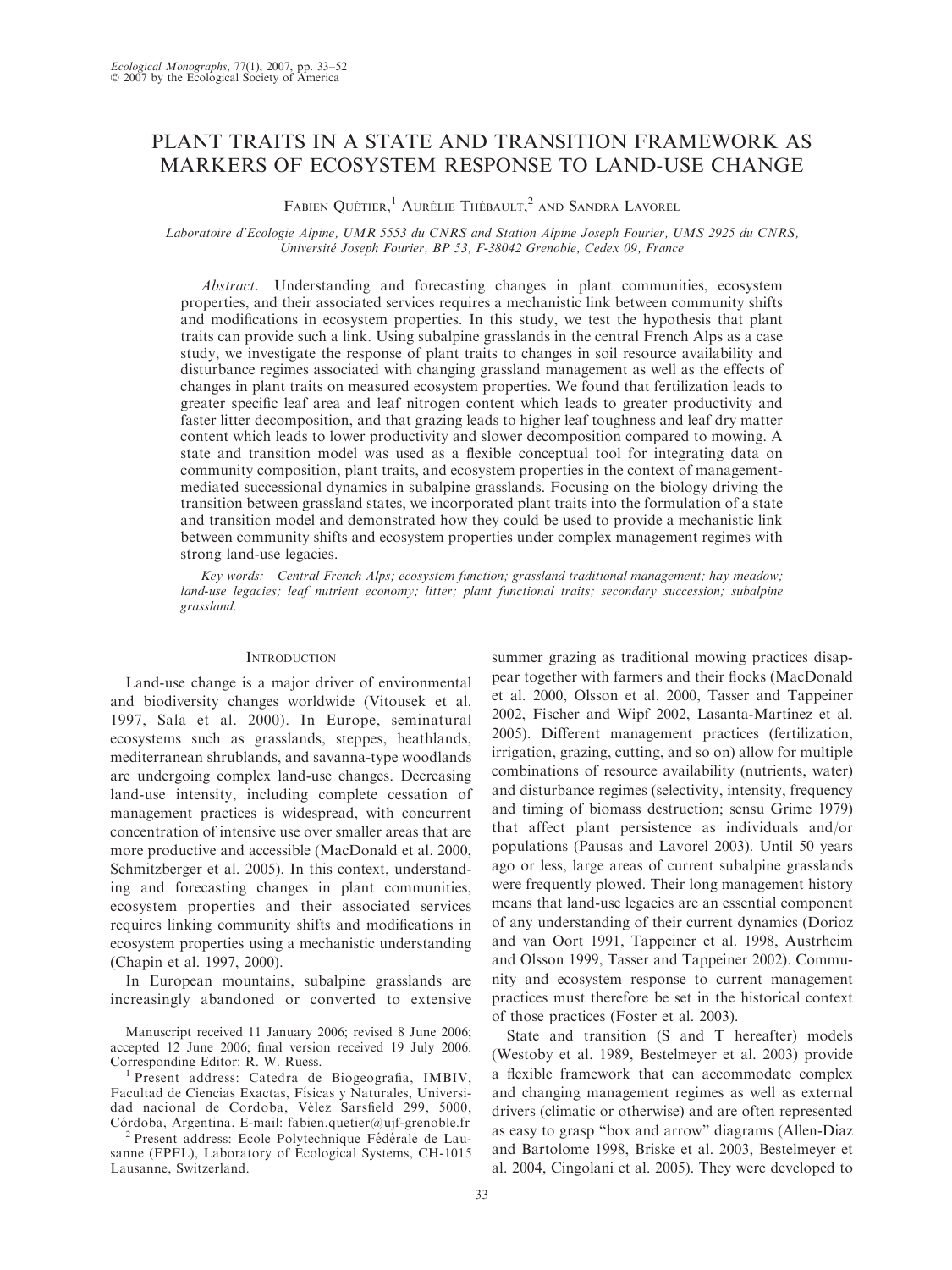# PLANT TRAITS IN A STATE AND TRANSITION FRAMEWORK AS MARKERS OF ECOSYSTEM RESPONSE TO LAND-USE CHANGE

Fabien Quétier,[1] Aurélie Thébault,[2] and Sandra Lavorel

*Laboratoire d'Ecologie Alpine, UMR 5553 du CNRS and Station Alpine Joseph Fourier, UMS 2925 du CNRS, Université Joseph Fourier, BP 53, F-38042 Grenoble, Cedex 09, France*

*Abstract*. Understanding and forecasting changes in plant communities, ecosystem properties, and their associated services requires a mechanistic link between community shifts and modifications in ecosystem properties. In this study, we test the hypothesis that plant traits can provide such a link. Using subalpine grasslands in the central French Alps as a case study, we investigate the response of plant traits to changes in soil resource availability and disturbance regimes associated with changing grassland management as well as the effects of changes in plant traits on measured ecosystem properties. We found that fertilization leads to greater specific leaf area and leaf nitrogen content which leads to greater productivity and faster litter decomposition, and that grazing leads to higher leaf toughness and leaf dry matter content which leads to lower productivity and slower decomposition compared to mowing. A state and transition model was used as a flexible conceptual tool for integrating data on community composition, plant traits, and ecosystem properties in the context of management-mediated successional dynamics in subalpine grasslands. Focusing on the biology driving the transition between grassland states, we incorporated plant traits into the formulation of a state and transition model and demonstrated how they could be used to provide a mechanistic link between community shifts and ecosystem properties under complex management regimes with strong land-use legacies.

*Key words: Central French Alps; ecosystem function; grassland traditional management; hay meadow; land-use legacies; leaf nutrient economy; litter; plant functional traits; secondary succession; subalpine grassland.*

## Introduction

Land-use change is a major driver of environmental and biodiversity changes worldwide (Vitousek et al. 1997, Sala et al. 2000). In Europe, seminatural ecosystems such as grasslands, steppes, heathlands, mediterranean shrublands, and savanna-type woodlands are undergoing complex land-use changes. Decreasing land-use intensity, including complete cessation of management practices is widespread, with concurrent concentration of intensive use over smaller areas that are more productive and accessible (MacDonald et al. 2000, Schmitzberger et al. 2005). In this context, understanding and forecasting changes in plant communities, ecosystem properties and their associated services requires linking community shifts and modifications in ecosystem properties using a mechanistic understanding (Chapin et al. 1997, 2000).

In European mountains, subalpine grasslands are increasingly abandoned or converted to extensive summer grazing as traditional mowing practices disappear together with farmers and their flocks (MacDonald et al. 2000, Olsson et al. 2000, Tasser and Tappeiner 2002, Fischer and Wipf 2002, Lasanta-Martínez et al. 2005). Different management practices (fertilization, irrigation, grazing, cutting, and so on) allow for multiple combinations of resource availability (nutrients, water) and disturbance regimes (selectivity, intensity, frequency and timing of biomass destruction; sensu Grime 1979) that affect plant persistence as individuals and/or populations (Pausas and Lavorel 2003). Until 50 years ago or less, large areas of current subalpine grasslands were frequently plowed. Their long management history means that land-use legacies are an essential component of any understanding of their current dynamics (Dorioz and van Oort 1991, Tappeiner et al. 1998, Austrheim and Olsson 1999, Tasser and Tappeiner 2002). Community and ecosystem response to current management practices must therefore be set in the historical context of those practices (Foster et al. 2003).

State and transition (S and T hereafter) models (Westoby et al. 1989, Bestelmeyer et al. 2003) provide a flexible framework that can accommodate complex and changing management regimes as well as external drivers (climatic or otherwise) and are often represented as easy to grasp "box and arrow" diagrams (Allen-Diaz and Bartolome 1998, Briske et al. 2003, Bestelmeyer et al. 2004, Cingolani et al. 2005). They were developed to

Manuscript received 11 January 2006; revised 8 June 2006; accepted 12 June 2006; final version received 19 July 2006. Corresponding Editor: R. W. Ruess.

[1] Present address: Catedra de Biogeografia, IMBIV, Facultad de Ciencias Exactas, Físicas y Naturales, Universidad nacional de Cordoba, Vélez Sarsfield 299, 5000, Córdoba, Argentina. E-mail: fabien.quetier@ujf-grenoble.fr

[2] Present address: Ecole Polytechnique Fédérale de Lausanne (EPFL), Laboratory of Ecological Systems, CH-1015 Lausanne, Switzerland.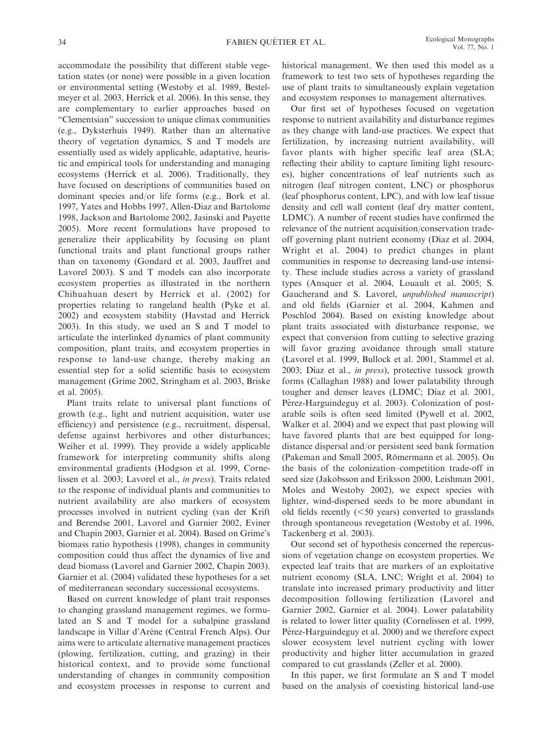accommodate the possibility that different stable vegetation states (or none) were possible in a given location or environmental setting (Westoby et al. 1989, Bestelmeyer et al. 2003, Herrick et al. 2006). In this sense, they are complementary to earlier approaches based on "Clementsian" succession to unique climax communities (e.g., Dyksterhuis 1949). Rather than an alternative theory of vegetation dynamics, S and T models are essentially used as widely applicable, adaptative, heuristic and empirical tools for understanding and managing ecosystems (Herrick et al. 2006). Traditionally, they have focused on descriptions of communities based on dominant species and/or life forms (e.g., Bork et al. 1997, Yates and Hobbs 1997, Allen-Diaz and Bartolome 1998, Jackson and Bartolome 2002, Jasinski and Payette 2005). More recent formulations have proposed to generalize their applicability by focusing on plant functional traits and plant functional groups rather than on taxonomy (Gondard et al. 2003, Jauffret and Lavorel 2003). S and T models can also incorporate ecosystem properties as illustrated in the northern Chihuahuan desert by Herrick et al. (2002) for properties relating to rangeland health (Pyke et al. 2002) and ecosystem stability (Havstad and Herrick 2003). In this study, we used an S and T model to articulate the interlinked dynamics of plant community composition, plant traits, and ecosystem properties in response to land-use change, thereby making an essential step for a solid scientific basis to ecosystem management (Grime 2002, Stringham et al. 2003, Briske et al. 2005).

Plant traits relate to universal plant functions of growth (e.g., light and nutrient acquisition, water use efficiency) and persistence (e.g., recruitment, dispersal, defense against herbivores and other disturbances; Weiher et al. 1999). They provide a widely applicable framework for interpreting community shifts along environmental gradients (Hodgson et al. 1999, Cornelissen et al. 2003; Lavorel et al., *in press*). Traits related to the response of individual plants and communities to nutrient availability are also markers of ecosystem processes involved in nutrient cycling (van der Krift and Berendse 2001, Lavorel and Garnier 2002, Eviner and Chapin 2003, Garnier et al. 2004). Based on Grime's biomass ratio hypothesis (1998), changes in community composition could thus affect the dynamics of live and dead biomass (Lavorel and Garnier 2002, Chapin 2003). Garnier et al. (2004) validated these hypotheses for a set of mediterranean secondary successional ecosystems.

Based on current knowledge of plant trait responses to changing grassland management regimes, we formulated an S and T model for a subalpine grassland landscape in Villar d'Arène (Central French Alps). Our aims were to articulate alternative management practices (plowing, fertilization, cutting, and grazing) in their historical context, and to provide some functional understanding of changes in community composition and ecosystem processes in response to current and historical management. We then used this model as a framework to test two sets of hypotheses regarding the use of plant traits to simultaneously explain vegetation and ecosystem responses to management alternatives.

Our first set of hypotheses focused on vegetation response to nutrient availability and disturbance regimes as they change with land-use practices. We expect that fertilization, by increasing nutrient availability, will favor plants with higher specific leaf area (SLA; reflecting their ability to capture limiting light resources), higher concentrations of leaf nutrients such as nitrogen (leaf nitrogen content, LNC) or phosphorus (leaf phosphorus content, LPC), and with low leaf tissue density and cell wall content (leaf dry matter content, LDMC). A number of recent studies have confirmed the relevance of the nutrient acquisition/conservation tradeoff governing plant nutrient economy (Díaz et al. 2004, Wright et al. 2004) to predict changes in plant communities in response to decreasing land-use intensity. These include studies across a variety of grassland types (Ansquer et al. 2004, Louault et al. 2005; S. Gaucherand and S. Lavorel, *unpublished manuscript*) and old fields (Garnier et al. 2004, Kahmen and Poschlod 2004). Based on existing knowledge about plant traits associated with disturbance response, we expect that conversion from cutting to selective grazing will favor grazing avoidance through small stature (Lavorel et al. 1999, Bullock et al. 2001, Stammel et al. 2003; Díaz et al., *in press*), protective tussock growth forms (Callaghan 1988) and lower palatability through tougher and denser leaves (LDMC; Díaz et al. 2001, Pérez-Harguindeguy et al. 2003). Colonization of post-arable soils is often seed limited (Pywell et al. 2002, Walker et al. 2004) and we expect that past plowing will have favored plants that are best equipped for long-distance dispersal and/or persistent seed bank formation (Pakeman and Small 2005, Römermann et al. 2005). On the basis of the colonization–competition trade-off in seed size (Jakobsson and Eriksson 2000, Leishman 2001, Moles and Westoby 2002), we expect species with lighter, wind-dispersed seeds to be more abundant in old fields recently (<50 years) converted to grasslands through spontaneous revegetation (Westoby et al. 1996, Tackenberg et al. 2003).

Our second set of hypothesis concerned the repercussions of vegetation change on ecosystem properties. We expected leaf traits that are markers of an exploitative nutrient economy (SLA, LNC; Wright et al. 2004) to translate into increased primary productivity and litter decomposition following fertilization (Lavorel and Garnier 2002, Garnier et al. 2004). Lower palatability is related to lower litter quality (Cornelissen et al. 1999, Pérez-Harguindeguy et al. 2000) and we therefore expect slower ecosystem level nutrient cycling with lower productivity and higher litter accumulation in grazed compared to cut grasslands (Zeller et al. 2000).

In this paper, we first formulate an S and T model based on the analysis of coexisting historical land-use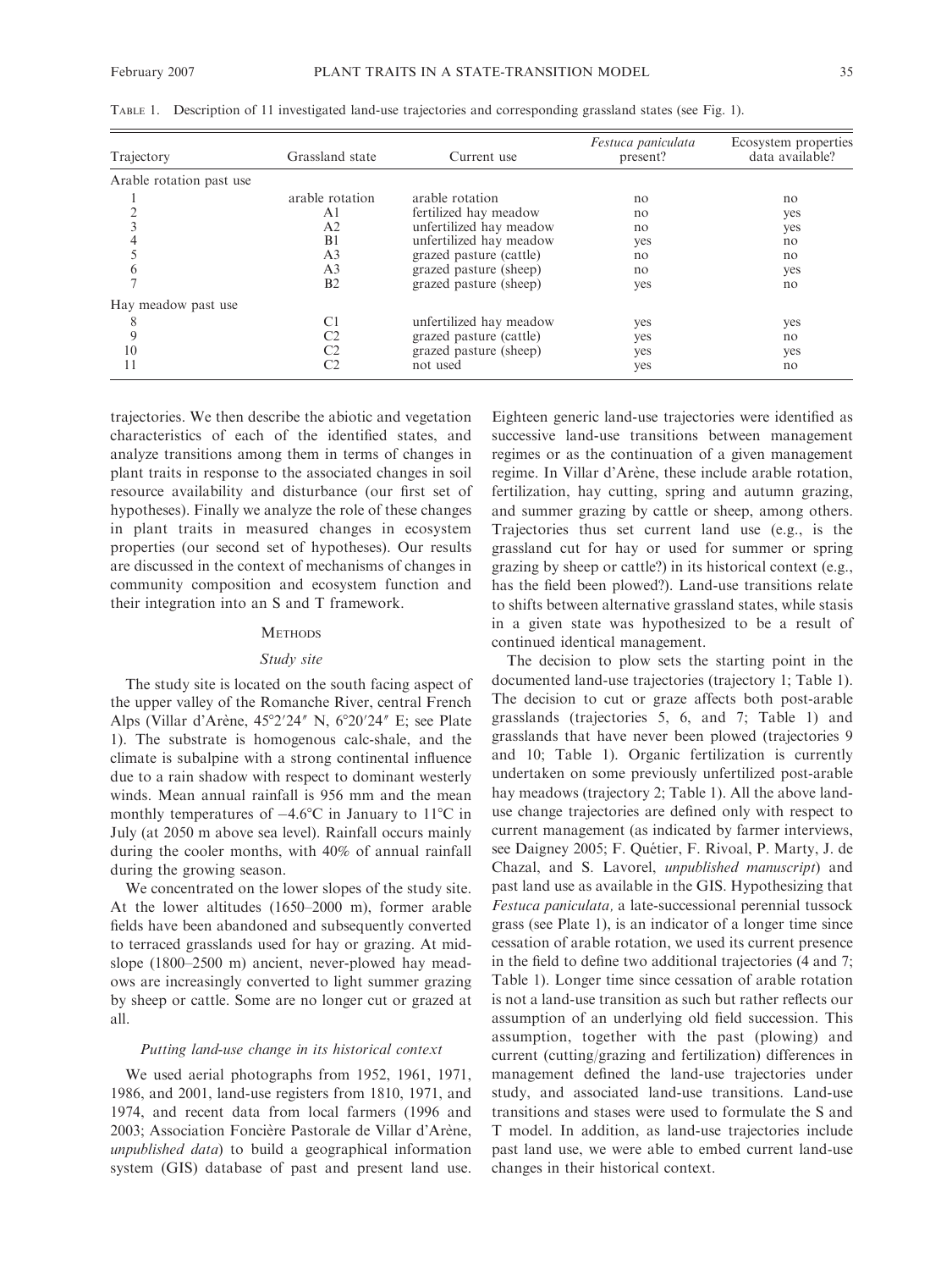TABLE 1. Description of 11 investigated land-use trajectories and corresponding grassland states (see Fig. 1).

| Trajectory | Grassland state | Current use | *Festuca paniculata* present? | Ecosystem properties data available? |
|---|---|---|---|---|
| Arable rotation past use | | | | |
| 1 | arable rotation | arable rotation | no | no |
| 2 | A1 | fertilized hay meadow | no | yes |
| 3 | A2 | unfertilized hay meadow | no | yes |
| 4 | B1 | unfertilized hay meadow | yes | no |
| 5 | A3 | grazed pasture (cattle) | no | no |
| 6 | A3 | grazed pasture (sheep) | no | yes |
| 7 | B2 | grazed pasture (sheep) | yes | no |
| Hay meadow past use | | | | |
| 8 | C1 | unfertilized hay meadow | yes | yes |
| 9 | C2 | grazed pasture (cattle) | yes | no |
| 10 | C2 | grazed pasture (sheep) | yes | yes |
| 11 | C2 | not used | yes | no |

trajectories. We then describe the abiotic and vegetation characteristics of each of the identified states, and analyze transitions among them in terms of changes in plant traits in response to the associated changes in soil resource availability and disturbance (our first set of hypotheses). Finally we analyze the role of these changes in plant traits in measured changes in ecosystem properties (our second set of hypotheses). Our results are discussed in the context of mechanisms of changes in community composition and ecosystem function and their integration into an S and T framework.

## METHODS

### Study site

The study site is located on the south facing aspect of the upper valley of the Romanche River, central French Alps (Villar d'Arène, 45°2′24″ N, 6°20′24″ E; see Plate 1). The substrate is homogenous calc-shale, and the climate is subalpine with a strong continental influence due to a rain shadow with respect to dominant westerly winds. Mean annual rainfall is 956 mm and the mean monthly temperatures of −4.6°C in January to 11°C in July (at 2050 m above sea level). Rainfall occurs mainly during the cooler months, with 40% of annual rainfall during the growing season.

We concentrated on the lower slopes of the study site. At the lower altitudes (1650–2000 m), former arable fields have been abandoned and subsequently converted to terraced grasslands used for hay or grazing. At mid-slope (1800–2500 m) ancient, never-plowed hay meadows are increasingly converted to light summer grazing by sheep or cattle. Some are no longer cut or grazed at all.

### Putting land-use change in its historical context

We used aerial photographs from 1952, 1961, 1971, 1986, and 2001, land-use registers from 1810, 1971, and 1974, and recent data from local farmers (1996 and 2003; Association Foncière Pastorale de Villar d'Arène, *unpublished data*) to build a geographical information system (GIS) database of past and present land use. Eighteen generic land-use trajectories were identified as successive land-use transitions between management regimes or as the continuation of a given management regime. In Villar d'Arène, these include arable rotation, fertilization, hay cutting, spring and autumn grazing, and summer grazing by cattle or sheep, among others. Trajectories thus set current land use (e.g., is the grassland cut for hay or used for summer or spring grazing by sheep or cattle?) in its historical context (e.g., has the field been plowed?). Land-use transitions relate to shifts between alternative grassland states, while stasis in a given state was hypothesized to be a result of continued identical management.

The decision to plow sets the starting point in the documented land-use trajectories (trajectory 1; Table 1). The decision to cut or graze affects both post-arable grasslands (trajectories 5, 6, and 7; Table 1) and grasslands that have never been plowed (trajectories 9 and 10; Table 1). Organic fertilization is currently undertaken on some previously unfertilized post-arable hay meadows (trajectory 2; Table 1). All the above land-use change trajectories are defined only with respect to current management (as indicated by farmer interviews, see Daigney 2005; F. Quétier, F. Rivoal, P. Marty, J. de Chazal, and S. Lavorel, *unpublished manuscript*) and past land use as available in the GIS. Hypothesizing that *Festuca paniculata,* a late-successional perennial tussock grass (see Plate 1), is an indicator of a longer time since cessation of arable rotation, we used its current presence in the field to define two additional trajectories (4 and 7; Table 1). Longer time since cessation of arable rotation is not a land-use transition as such but rather reflects our assumption of an underlying old field succession. This assumption, together with the past (plowing) and current (cutting/grazing and fertilization) differences in management defined the land-use trajectories under study, and associated land-use transitions. Land-use transitions and stases were used to formulate the S and T model. In addition, as land-use trajectories include past land use, we were able to embed current land-use changes in their historical context.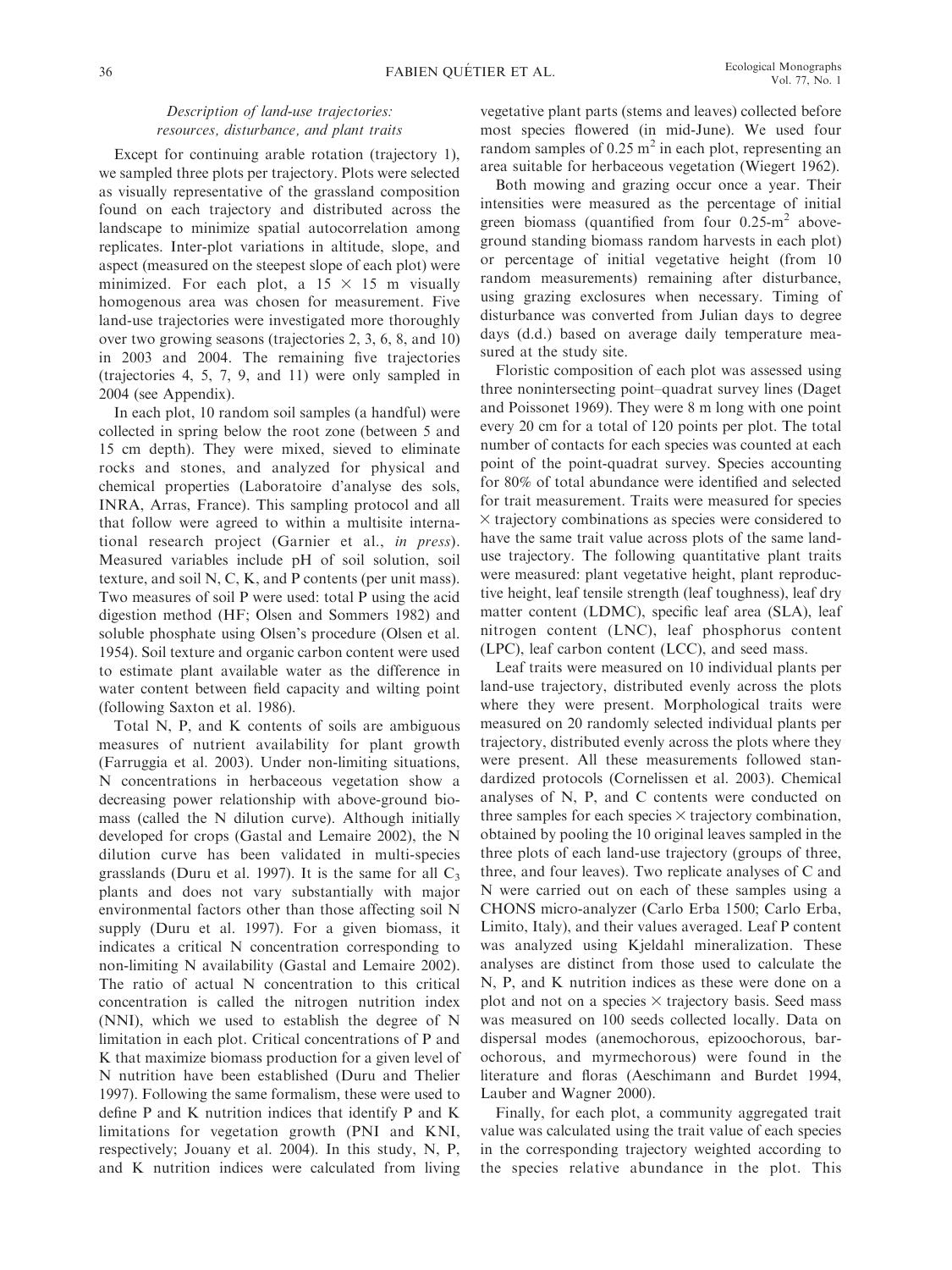### *Description of land-use trajectories: resources, disturbance, and plant traits*

Except for continuing arable rotation (trajectory 1), we sampled three plots per trajectory. Plots were selected as visually representative of the grassland composition found on each trajectory and distributed across the landscape to minimize spatial autocorrelation among replicates. Inter-plot variations in altitude, slope, and aspect (measured on the steepest slope of each plot) were minimized. For each plot, a $15 \times 15$ m visually homogenous area was chosen for measurement. Five land-use trajectories were investigated more thoroughly over two growing seasons (trajectories 2, 3, 6, 8, and 10) in 2003 and 2004. The remaining five trajectories (trajectories 4, 5, 7, 9, and 11) were only sampled in 2004 (see Appendix).

In each plot, 10 random soil samples (a handful) were collected in spring below the root zone (between 5 and 15 cm depth). They were mixed, sieved to eliminate rocks and stones, and analyzed for physical and chemical properties (Laboratoire d'analyse des sols, INRA, Arras, France). This sampling protocol and all that follow were agreed to within a multisite international research project (Garnier et al., *in press*). Measured variables include pH of soil solution, soil texture, and soil N, C, K, and P contents (per unit mass). Two measures of soil P were used: total P using the acid digestion method (HF; Olsen and Sommers 1982) and soluble phosphate using Olsen's procedure (Olsen et al. 1954). Soil texture and organic carbon content were used to estimate plant available water as the difference in water content between field capacity and wilting point (following Saxton et al. 1986).

Total N, P, and K contents of soils are ambiguous measures of nutrient availability for plant growth (Farruggia et al. 2003). Under non-limiting situations, N concentrations in herbaceous vegetation show a decreasing power relationship with above-ground biomass (called the N dilution curve). Although initially developed for crops (Gastal and Lemaire 2002), the N dilution curve has been validated in multi-species grasslands (Duru et al. 1997). It is the same for all $C_3$ plants and does not vary substantially with major environmental factors other than those affecting soil N supply (Duru et al. 1997). For a given biomass, it indicates a critical N concentration corresponding to non-limiting N availability (Gastal and Lemaire 2002). The ratio of actual N concentration to this critical concentration is called the nitrogen nutrition index (NNI), which we used to establish the degree of N limitation in each plot. Critical concentrations of P and K that maximize biomass production for a given level of N nutrition have been established (Duru and Thelier 1997). Following the same formalism, these were used to define P and K nutrition indices that identify P and K limitations for vegetation growth (PNI and KNI, respectively; Jouany et al. 2004). In this study, N, P, and K nutrition indices were calculated from living vegetative plant parts (stems and leaves) collected before most species flowered (in mid-June). We used four random samples of 0.25 $m^2$ in each plot, representing an area suitable for herbaceous vegetation (Wiegert 1962).

Both mowing and grazing occur once a year. Their intensities were measured as the percentage of initial green biomass (quantified from four 0.25-$m^2$ above-ground standing biomass random harvests in each plot) or percentage of initial vegetative height (from 10 random measurements) remaining after disturbance, using grazing exclosures when necessary. Timing of disturbance was converted from Julian days to degree days (d.d.) based on average daily temperature measured at the study site.

Floristic composition of each plot was assessed using three nonintersecting point–quadrat survey lines (Daget and Poissonet 1969). They were 8 m long with one point every 20 cm for a total of 120 points per plot. The total number of contacts for each species was counted at each point of the point-quadrat survey. Species accounting for 80% of total abundance were identified and selected for trait measurement. Traits were measured for species $\times$ trajectory combinations as species were considered to have the same trait value across plots of the same land-use trajectory. The following quantitative plant traits were measured: plant vegetative height, plant reproductive height, leaf tensile strength (leaf toughness), leaf dry matter content (LDMC), specific leaf area (SLA), leaf nitrogen content (LNC), leaf phosphorus content (LPC), leaf carbon content (LCC), and seed mass.

Leaf traits were measured on 10 individual plants per land-use trajectory, distributed evenly across the plots where they were present. Morphological traits were measured on 20 randomly selected individual plants per trajectory, distributed evenly across the plots where they were present. All these measurements followed standardized protocols (Cornelissen et al. 2003). Chemical analyses of N, P, and C contents were conducted on three samples for each species $\times$ trajectory combination, obtained by pooling the 10 original leaves sampled in the three plots of each land-use trajectory (groups of three, three, and four leaves). Two replicate analyses of C and N were carried out on each of these samples using a CHONS micro-analyzer (Carlo Erba 1500; Carlo Erba, Limito, Italy), and their values averaged. Leaf P content was analyzed using Kjeldahl mineralization. These analyses are distinct from those used to calculate the N, P, and K nutrition indices as these were done on a plot and not on a species $\times$ trajectory basis. Seed mass was measured on 100 seeds collected locally. Data on dispersal modes (anemochorous, epizoochorous, barochorous, and myrmechorous) were found in the literature and floras (Aeschimann and Burdet 1994, Lauber and Wagner 2000).

Finally, for each plot, a community aggregated trait value was calculated using the trait value of each species in the corresponding trajectory weighted according to the species relative abundance in the plot. This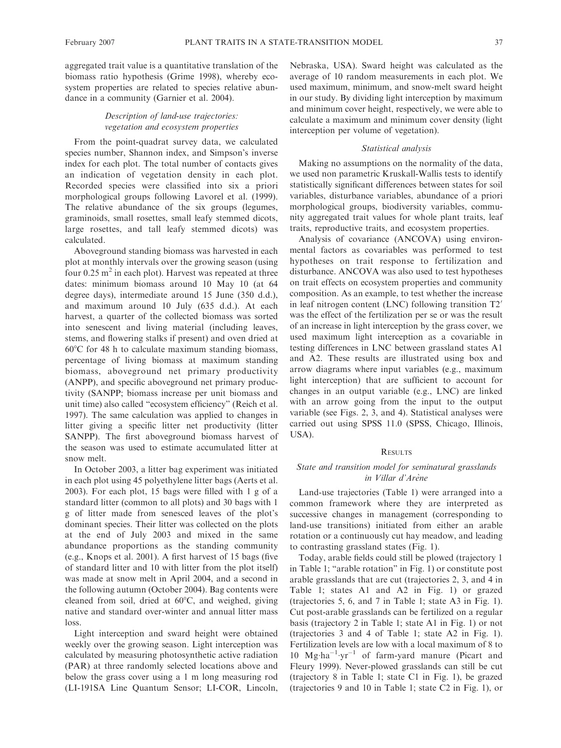aggregated trait value is a quantitative translation of the biomass ratio hypothesis (Grime 1998), whereby ecosystem properties are related to species relative abundance in a community (Garnier et al. 2004).

### *Description of land-use trajectories: vegetation and ecosystem properties*

From the point-quadrat survey data, we calculated species number, Shannon index, and Simpson's inverse index for each plot. The total number of contacts gives an indication of vegetation density in each plot. Recorded species were classified into six a priori morphological groups following Lavorel et al. (1999). The relative abundance of the six groups (legumes, graminoids, small rosettes, small leafy stemmed dicots, large rosettes, and tall leafy stemmed dicots) was calculated.

Aboveground standing biomass was harvested in each plot at monthly intervals over the growing season (using four 0.25 $m^2$ in each plot). Harvest was repeated at three dates: minimum biomass around 10 May 10 (at 64 degree days), intermediate around 15 June (350 d.d.), and maximum around 10 July (635 d.d.). At each harvest, a quarter of the collected biomass was sorted into senescent and living material (including leaves, stems, and flowering stalks if present) and oven dried at 60°C for 48 h to calculate maximum standing biomass, percentage of living biomass at maximum standing biomass, aboveground net primary productivity (ANPP), and specific aboveground net primary productivity (SANPP; biomass increase per unit biomass and unit time) also called "ecosystem efficiency" (Reich et al. 1997). The same calculation was applied to changes in litter giving a specific litter net productivity (litter SANPP). The first aboveground biomass harvest of the season was used to estimate accumulated litter at snow melt.

In October 2003, a litter bag experiment was initiated in each plot using 45 polyethylene litter bags (Aerts et al. 2003). For each plot, 15 bags were filled with 1 g of a standard litter (common to all plots) and 30 bags with 1 g of litter made from senesced leaves of the plot's dominant species. Their litter was collected on the plots at the end of July 2003 and mixed in the same abundance proportions as the standing community (e.g., Knops et al. 2001). A first harvest of 15 bags (five of standard litter and 10 with litter from the plot itself) was made at snow melt in April 2004, and a second in the following autumn (October 2004). Bag contents were cleaned from soil, dried at 60°C, and weighed, giving native and standard over-winter and annual litter mass loss.

Light interception and sward height were obtained weekly over the growing season. Light interception was calculated by measuring photosynthetic active radiation (PAR) at three randomly selected locations above and below the grass cover using a 1 m long measuring rod (LI-191SA Line Quantum Sensor; LI-COR, Lincoln, Nebraska, USA). Sward height was calculated as the average of 10 random measurements in each plot. We used maximum, minimum, and snow-melt sward height in our study. By dividing light interception by maximum and minimum cover height, respectively, we were able to calculate a maximum and minimum cover density (light interception per volume of vegetation).

### *Statistical analysis*

Making no assumptions on the normality of the data, we used non parametric Kruskall-Wallis tests to identify statistically significant differences between states for soil variables, disturbance variables, abundance of a priori morphological groups, biodiversity variables, community aggregated trait values for whole plant traits, leaf traits, reproductive traits, and ecosystem properties.

Analysis of covariance (ANCOVA) using environmental factors as covariables was performed to test hypotheses on trait response to fertilization and disturbance. ANCOVA was also used to test hypotheses on trait effects on ecosystem properties and community composition. As an example, to test whether the increase in leaf nitrogen content (LNC) following transition T2′ was the effect of the fertilization per se or was the result of an increase in light interception by the grass cover, we used maximum light interception as a covariable in testing differences in LNC between grassland states A1 and A2. These results are illustrated using box and arrow diagrams where input variables (e.g., maximum light interception) that are sufficient to account for changes in an output variable (e.g., LNC) are linked with an arrow going from the input to the output variable (see Figs. 2, 3, and 4). Statistical analyses were carried out using SPSS 11.0 (SPSS, Chicago, Illinois, USA).

## Results

### *State and transition model for seminatural grasslands in Villar d'Arène*

Land-use trajectories (Table 1) were arranged into a common framework where they are interpreted as successive changes in management (corresponding to land-use transitions) initiated from either an arable rotation or a continuously cut hay meadow, and leading to contrasting grassland states (Fig. 1).

Today, arable fields could still be plowed (trajectory 1 in Table 1; "arable rotation" in Fig. 1) or constitute post arable grasslands that are cut (trajectories 2, 3, and 4 in Table 1; states A1 and A2 in Fig. 1) or grazed (trajectories 5, 6, and 7 in Table 1; state A3 in Fig. 1). Cut post-arable grasslands can be fertilized on a regular basis (trajectory 2 in Table 1; state A1 in Fig. 1) or not (trajectories 3 and 4 of Table 1; state A2 in Fig. 1). Fertilization levels are low with a local maximum of 8 to 10 $Mg \cdot ha^{-1} \cdot yr^{-1}$ of farm-yard manure (Picart and Fleury 1999). Never-plowed grasslands can still be cut (trajectory 8 in Table 1; state C1 in Fig. 1), be grazed (trajectories 9 and 10 in Table 1; state C2 in Fig. 1), or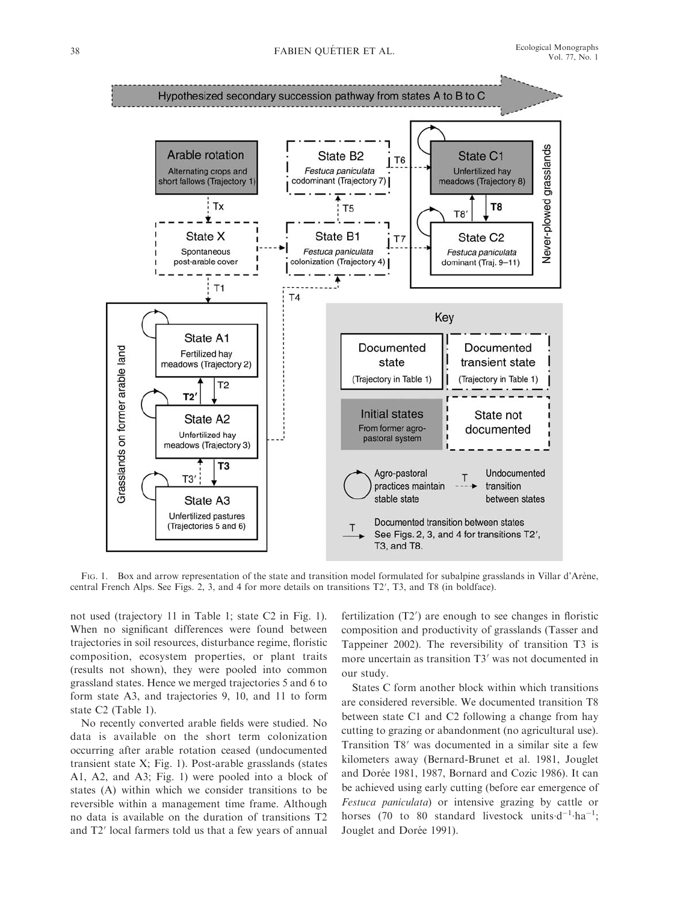FIG. 1. Box and arrow representation of the state and transition model formulated for subalpine grasslands in Villar d'Arène, central French Alps. See Figs. 2, 3, and 4 for more details on transitions T2′, T3, and T8 (in boldface).

not used (trajectory 11 in Table 1; state C2 in Fig. 1). When no significant differences were found between trajectories in soil resources, disturbance regime, floristic composition, ecosystem properties, or plant traits (results not shown), they were pooled into common grassland states. Hence we merged trajectories 5 and 6 to form state A3, and trajectories 9, 10, and 11 to form state C2 (Table 1).

No recently converted arable fields were studied. No data is available on the short term colonization occurring after arable rotation ceased (undocumented transient state X; Fig. 1). Post-arable grasslands (states A1, A2, and A3; Fig. 1) were pooled into a block of states (A) within which we consider transitions to be reversible within a management time frame. Although no data is available on the duration of transitions T2 and T2′ local farmers told us that a few years of annual fertilization (T2′) are enough to see changes in floristic composition and productivity of grasslands (Tasser and Tappeiner 2002). The reversibility of transition T3 is more uncertain as transition T3′ was not documented in our study.

States C form another block within which transitions are considered reversible. We documented transition T8 between state C1 and C2 following a change from hay cutting to grazing or abandonment (no agricultural use). Transition T8′ was documented in a similar site a few kilometers away (Bernard-Brunet et al. 1981, Jouglet and Dorée 1981, 1987, Bornard and Cozic 1986). It can be achieved using early cutting (before ear emergence of *Festuca paniculata*) or intensive grazing by cattle or horses (70 to 80 standard livestock units$\cdot$d$^{-1}\cdot$ha$^{-1}$; Jouglet and Dorée 1991).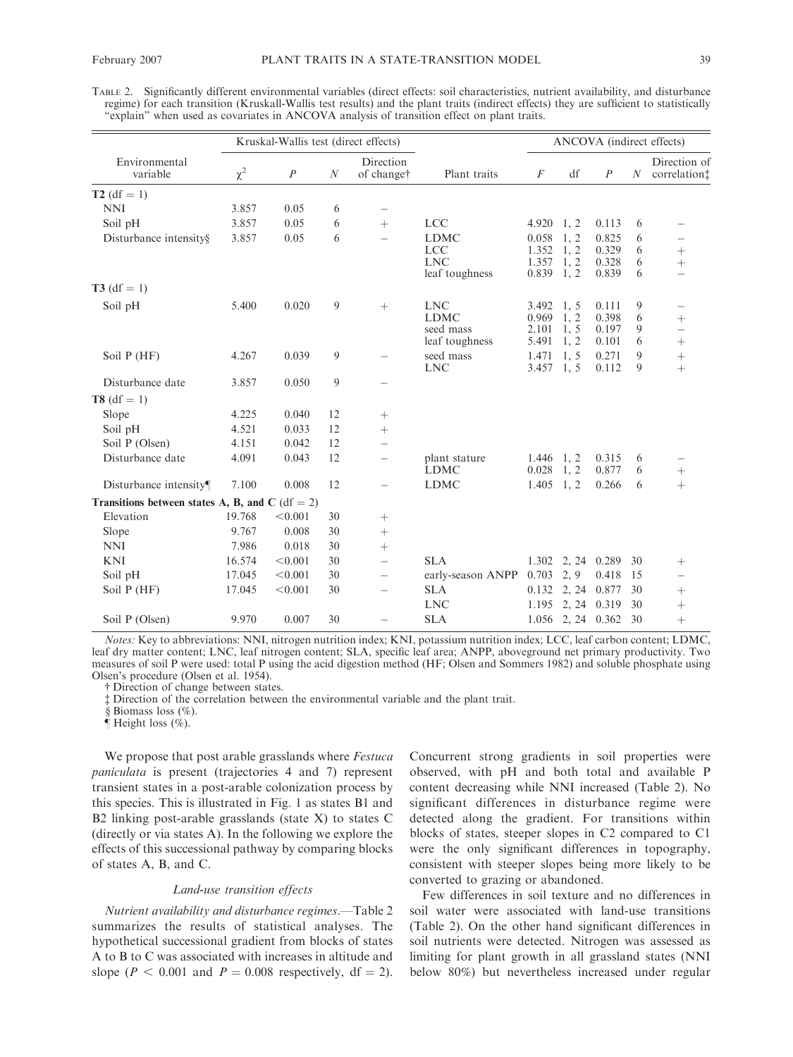TABLE 2. Significantly different environmental variables (direct effects: soil characteristics, nutrient availability, and disturbance regime) for each transition (Kruskall-Wallis test results) and the plant traits (indirect effects) they are sufficient to statistically "explain" when used as covariates in ANCOVA analysis of transition effect on plant traits.

| Environmental variable | Kruskal-Wallis test (direct effects) | | | | Plant traits | ANCOVA (indirect effects) | | | | |
|---|---|---|---|---|---|---|---|---|---|---|
| | $\chi^2$ | $P$ | $N$ | Direction of change† | | $F$ | df | $P$ | $N$ | Direction of correlation‡ |
| **T2** (df = 1) | | | | | | | | | | |
| NNI | 3.857 | 0.05 | 6 | − | | | | | | |
| Soil pH | 3.857 | 0.05 | 6 | + | LCC | 4.920 | 1, 2 | 0.113 | 6 | − |
| Disturbance intensity§ | 3.857 | 0.05 | 6 | − | LDMC | 0.058 | 1, 2 | 0.825 | 6 | − |
| | | | | | LCC | 1.352 | 1, 2 | 0.329 | 6 | + |
| | | | | | LNC | 1.357 | 1, 2 | 0.328 | 6 | + |
| | | | | | leaf toughness | 0.839 | 1, 2 | 0.839 | 6 | − |
| **T3** (df = 1) | | | | | | | | | | |
| Soil pH | 5.400 | 0.020 | 9 | + | LNC | 3.492 | 1, 5 | 0.111 | 9 | − |
| | | | | | LDMC | 0.969 | 1, 2 | 0.398 | 6 | + |
| | | | | | seed mass | 2.101 | 1, 5 | 0.197 | 9 | − |
| | | | | | leaf toughness | 5.491 | 1, 2 | 0.101 | 6 | + |
| Soil P (HF) | 4.267 | 0.039 | 9 | − | seed mass | 1.471 | 1, 5 | 0.271 | 9 | + |
| | | | | | LNC | 3.457 | 1, 5 | 0.112 | 9 | + |
| Disturbance date | 3.857 | 0.050 | 9 | − | | | | | | |
| **T8** (df = 1) | | | | | | | | | | |
| Slope | 4.225 | 0.040 | 12 | + | | | | | | |
| Soil pH | 4.521 | 0.033 | 12 | + | | | | | | |
| Soil P (Olsen) | 4.151 | 0.042 | 12 | − | | | | | | |
| Disturbance date | 4.091 | 0.043 | 12 | − | plant stature | 1.446 | 1, 2 | 0.315 | 6 | − |
| | | | | | LDMC | 0.028 | 1, 2 | 0.877 | 6 | + |
| Disturbance intensity¶ | 7.100 | 0.008 | 12 | − | LDMC | 1.405 | 1, 2 | 0.266 | 6 | + |
| **Transitions between states A, B, and C** (df = 2) | | | | | | | | | | |
| Elevation | 19.768 | <0.001 | 30 | + | | | | | | |
| Slope | 9.767 | 0.008 | 30 | + | | | | | | |
| NNI | 7.986 | 0.018 | 30 | + | | | | | | |
| KNI | 16.574 | <0.001 | 30 | − | SLA | 1.302 | 2, 24 | 0.289 | 30 | + |
| Soil pH | 17.045 | <0.001 | 30 | − | early-season ANPP | 0.703 | 2, 9 | 0.418 | 15 | − |
| Soil P (HF) | 17.045 | <0.001 | 30 | − | SLA | 0.132 | 2, 24 | 0.877 | 30 | + |
| | | | | | LNC | 1.195 | 2, 24 | 0.319 | 30 | + |
| Soil P (Olsen) | 9.970 | 0.007 | 30 | − | SLA | 1.056 | 2, 24 | 0.362 | 30 | + |

*Notes:* Key to abbreviations: NNI, nitrogen nutrition index; KNI, potassium nutrition index; LCC, leaf carbon content; LDMC, leaf dry matter content; LNC, leaf nitrogen content; SLA, specific leaf area; ANPP, aboveground net primary productivity. Two measures of soil P were used: total P using the acid digestion method (HF; Olsen and Sommers 1982) and soluble phosphate using Olsen's procedure (Olsen et al. 1954).

† Direction of change between states.

‡ Direction of the correlation between the environmental variable and the plant trait.

§ Biomass loss (%).

¶ Height loss (%).

We propose that post arable grasslands where *Festuca paniculata* is present (trajectories 4 and 7) represent transient states in a post-arable colonization process by this species. This is illustrated in Fig. 1 as states B1 and B2 linking post-arable grasslands (state X) to states C (directly or via states A). In the following we explore the effects of this successional pathway by comparing blocks of states A, B, and C.

### *Land-use transition effects*

*Nutrient availability and disturbance regimes.*—Table 2 summarizes the results of statistical analyses. The hypothetical successional gradient from blocks of states A to B to C was associated with increases in altitude and slope ($P < 0.001$ and $P = 0.008$ respectively, df = 2). Concurrent strong gradients in soil properties were observed, with pH and both total and available P content decreasing while NNI increased (Table 2). No significant differences in disturbance regime were detected along the gradient. For transitions within blocks of states, steeper slopes in C2 compared to C1 were the only significant differences in topography, consistent with steeper slopes being more likely to be converted to grazing or abandoned.

Few differences in soil texture and no differences in soil water were associated with land-use transitions (Table 2). On the other hand significant differences in soil nutrients were detected. Nitrogen was assessed as limiting for plant growth in all grassland states (NNI below 80%) but nevertheless increased under regular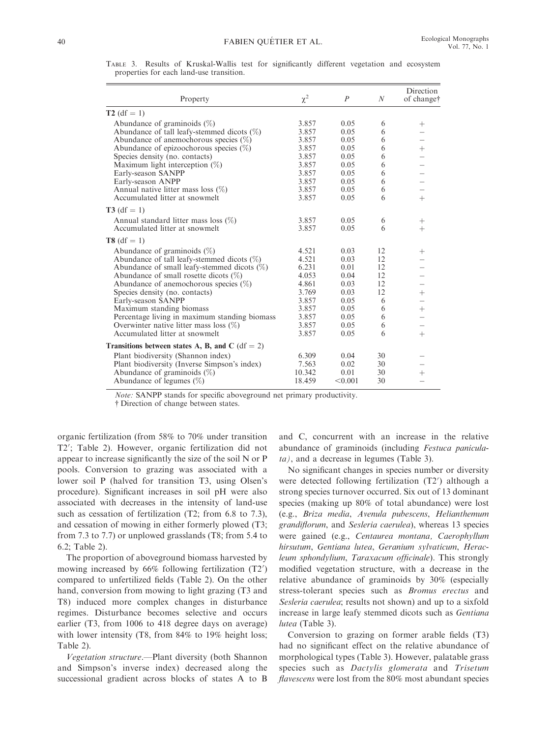TABLE 3. Results of Kruskal-Wallis test for significantly different vegetation and ecosystem properties for each land-use transition.

| Property | $\chi^2$ | $P$ | $N$ | Direction of change† |
|---|---|---|---|---|
| **T2** (df = 1) | | | | |
| Abundance of graminoids (%) | 3.857 | 0.05 | 6 | + |
| Abundance of tall leafy-stemmed dicots (%) | 3.857 | 0.05 | 6 | − |
| Abundance of anemochorous species (%) | 3.857 | 0.05 | 6 | − |
| Abundance of epizoochorous species (%) | 3.857 | 0.05 | 6 | + |
| Species density (no. contacts) | 3.857 | 0.05 | 6 | − |
| Maximum light interception (%) | 3.857 | 0.05 | 6 | − |
| Early-season SANPP | 3.857 | 0.05 | 6 | − |
| Early-season ANPP | 3.857 | 0.05 | 6 | − |
| Annual native litter mass loss (%) | 3.857 | 0.05 | 6 | − |
| Accumulated litter at snowmelt | 3.857 | 0.05 | 6 | + |
| **T3** (df = 1) | | | | |
| Annual standard litter mass loss (%) | 3.857 | 0.05 | 6 | + |
| Accumulated litter at snowmelt | 3.857 | 0.05 | 6 | + |
| **T8** (df = 1) | | | | |
| Abundance of graminoids (%) | 4.521 | 0.03 | 12 | + |
| Abundance of tall leafy-stemmed dicots (%) | 4.521 | 0.03 | 12 | − |
| Abundance of small leafy-stemmed dicots (%) | 6.231 | 0.01 | 12 | − |
| Abundance of small rosette dicots (%) | 4.053 | 0.04 | 12 | − |
| Abundance of anemochorous species (%) | 4.861 | 0.03 | 12 | − |
| Species density (no. contacts) | 3.769 | 0.03 | 12 | + |
| Early-season SANPP | 3.857 | 0.05 | 6 | − |
| Maximum standing biomass | 3.857 | 0.05 | 6 | + |
| Percentage living in maximum standing biomass | 3.857 | 0.05 | 6 | − |
| Overwinter native litter mass loss (%) | 3.857 | 0.05 | 6 | − |
| Accumulated litter at snowmelt | 3.857 | 0.05 | 6 | + |
| **Transitions between states A, B, and C** (df = 2) | | | | |
| Plant biodiversity (Shannon index) | 6.309 | 0.04 | 30 | − |
| Plant biodiversity (Inverse Simpson's index) | 7.563 | 0.02 | 30 | − |
| Abundance of graminoids (%) | 10.342 | 0.01 | 30 | + |
| Abundance of legumes (%) | 18.459 | <0.001 | 30 | − |

*Note:* SANPP stands for specific aboveground net primary productivity.

† Direction of change between states.

organic fertilization (from 58% to 70% under transition T2′; Table 2). However, organic fertilization did not appear to increase significantly the size of the soil N or P pools. Conversion to grazing was associated with a lower soil P (halved for transition T3, using Olsen's procedure). Significant increases in soil pH were also associated with decreases in the intensity of land-use such as cessation of fertilization (T2; from 6.8 to 7.3), and cessation of mowing in either formerly plowed (T3; from 7.3 to 7.7) or unplowed grasslands (T8; from 5.4 to 6.2; Table 2).

The proportion of aboveground biomass harvested by mowing increased by 66% following fertilization (T2′) compared to unfertilized fields (Table 2). On the other hand, conversion from mowing to light grazing (T3 and T8) induced more complex changes in disturbance regimes. Disturbance becomes selective and occurs earlier (T3, from 1006 to 418 degree days on average) with lower intensity (T8, from 84% to 19% height loss; Table 2).

*Vegetation structure.*—Plant diversity (both Shannon and Simpson's inverse index) decreased along the successional gradient across blocks of states A to B and C, concurrent with an increase in the relative abundance of graminoids (including *Festuca paniculata*), and a decrease in legumes (Table 3).

No significant changes in species number or diversity were detected following fertilization (T2′) although a strong species turnover occurred. Six out of 13 dominant species (making up 80% of total abundance) were lost (e.g., *Briza media*, *Avenula pubescens*, *Helianthemum grandiflorum*, and *Sesleria caerulea*), whereas 13 species were gained (e.g., *Centaurea montana, Caerophyllum hirsutum*, *Gentiana lutea*, *Geranium sylvaticum*, *Heracleum sphondylium*, *Taraxacum officinale*). This strongly modified vegetation structure, with a decrease in the relative abundance of graminoids by 30% (especially stress-tolerant species such as *Bromus erectus* and *Sesleria caerulea*; results not shown) and up to a sixfold increase in large leafy stemmed dicots such as *Gentiana lutea* (Table 3).

Conversion to grazing on former arable fields (T3) had no significant effect on the relative abundance of morphological types (Table 3). However, palatable grass species such as *Dactylis glomerata* and *Trisetum flavescens* were lost from the 80% most abundant species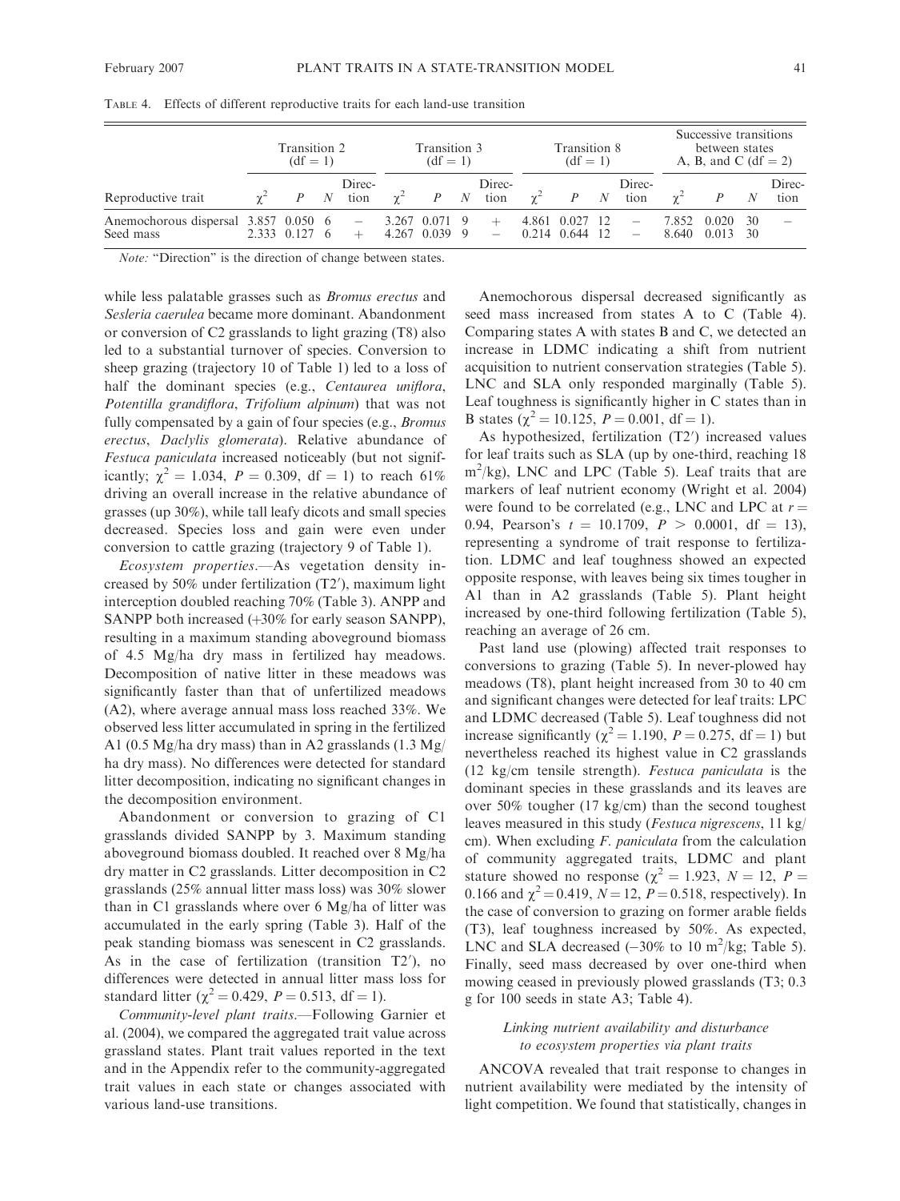TABLE 4. Effects of different reproductive traits for each land-use transition

| Reproductive trait | Transition 2 (df = 1) | | | | Transition 3 (df = 1) | | | | Transition 8 (df = 1) | | | | Successive transitions between states A, B, and C (df = 2) | | | |
|---|---|---|---|---|---|---|---|---|---|---|---|---|---|---|---|---|
| | $\chi^2$ | $P$ | $N$ | Direction | $\chi^2$ | $P$ | $N$ | Direction | $\chi^2$ | $P$ | $N$ | Direction | $\chi^2$ | $P$ | $N$ | Direction |
| Anemochorous dispersal | 3.857 | 0.050 | 6 | − | 3.267 | 0.071 | 9 | + | 4.861 | 0.027 | 12 | − | 7.852 | 0.020 | 30 | − |
| Seed mass | 2.333 | 0.127 | 6 | + | 4.267 | 0.039 | 9 | − | 0.214 | 0.644 | 12 | − | 8.640 | 0.013 | 30 | |

*Note:* "Direction" is the direction of change between states.

while less palatable grasses such as *Bromus erectus* and *Sesleria caerulea* became more dominant. Abandonment or conversion of C2 grasslands to light grazing (T8) also led to a substantial turnover of species. Conversion to sheep grazing (trajectory 10 of Table 1) led to a loss of half the dominant species (e.g., *Centaurea uniflora*, *Potentilla grandiflora*, *Trifolium alpinum*) that was not fully compensated by a gain of four species (e.g., *Bromus erectus*, *Daclylis glomerata*). Relative abundance of *Festuca paniculata* increased noticeably (but not significantly; $\chi^2 = 1.034$, $P = 0.309$, df = 1) to reach 61% driving an overall increase in the relative abundance of grasses (up 30%), while tall leafy dicots and small species decreased. Species loss and gain were even under conversion to cattle grazing (trajectory 9 of Table 1).

*Ecosystem properties.*—As vegetation density increased by 50% under fertilization (T2′), maximum light interception doubled reaching 70% (Table 3). ANPP and SANPP both increased (+30% for early season SANPP), resulting in a maximum standing aboveground biomass of 4.5 Mg/ha dry mass in fertilized hay meadows. Decomposition of native litter in these meadows was significantly faster than that of unfertilized meadows (A2), where average annual mass loss reached 33%. We observed less litter accumulated in spring in the fertilized A1 (0.5 Mg/ha dry mass) than in A2 grasslands (1.3 Mg/ha dry mass). No differences were detected for standard litter decomposition, indicating no significant changes in the decomposition environment.

Abandonment or conversion to grazing of C1 grasslands divided SANPP by 3. Maximum standing aboveground biomass doubled. It reached over 8 Mg/ha dry matter in C2 grasslands. Litter decomposition in C2 grasslands (25% annual litter mass loss) was 30% slower than in C1 grasslands where over 6 Mg/ha of litter was accumulated in the early spring (Table 3). Half of the peak standing biomass was senescent in C2 grasslands. As in the case of fertilization (transition T2′), no differences were detected in annual litter mass loss for standard litter ($\chi^2 = 0.429$, $P = 0.513$, df = 1).

*Community-level plant traits.*—Following Garnier et al. (2004), we compared the aggregated trait value across grassland states. Plant trait values reported in the text and in the Appendix refer to the community-aggregated trait values in each state or changes associated with various land-use transitions.

Anemochorous dispersal decreased significantly as seed mass increased from states A to C (Table 4). Comparing states A with states B and C, we detected an increase in LDMC indicating a shift from nutrient acquisition to nutrient conservation strategies (Table 5). LNC and SLA only responded marginally (Table 5). Leaf toughness is significantly higher in C states than in B states ($\chi^2 = 10.125$, $P = 0.001$, df = 1).

As hypothesized, fertilization (T2′) increased values for leaf traits such as SLA (up by one-third, reaching 18 $m^2$/kg), LNC and LPC (Table 5). Leaf traits that are markers of leaf nutrient economy (Wright et al. 2004) were found to be correlated (e.g., LNC and LPC at $r = 0.94$, Pearson's $t = 10.1709$, $P > 0.0001$, df = 13), representing a syndrome of trait response to fertilization. LDMC and leaf toughness showed an expected opposite response, with leaves being six times tougher in A1 than in A2 grasslands (Table 5). Plant height increased by one-third following fertilization (Table 5), reaching an average of 26 cm.

Past land use (plowing) affected trait responses to conversions to grazing (Table 5). In never-plowed hay meadows (T8), plant height increased from 30 to 40 cm and significant changes were detected for leaf traits: LPC and LDMC decreased (Table 5). Leaf toughness did not increase significantly ($\chi^2 = 1.190$, $P = 0.275$, df = 1) but nevertheless reached its highest value in C2 grasslands (12 kg/cm tensile strength). *Festuca paniculata* is the dominant species in these grasslands and its leaves are over 50% tougher (17 kg/cm) than the second toughest leaves measured in this study (*Festuca nigrescens*, 11 kg/cm). When excluding *F. paniculata* from the calculation of community aggregated traits, LDMC and plant stature showed no response ($\chi^2 = 1.923$, $N = 12$, $P = 0.166$ and $\chi^2 = 0.419$, $N = 12$, $P = 0.518$, respectively). In the case of conversion to grazing on former arable fields (T3), leaf toughness increased by 50%. As expected, LNC and SLA decreased (−30% to 10 $m^2$/kg; Table 5). Finally, seed mass decreased by over one-third when mowing ceased in previously plowed grasslands (T3; 0.3 g for 100 seeds in state A3; Table 4).

### *Linking nutrient availability and disturbance to ecosystem properties via plant traits*

ANCOVA revealed that trait response to changes in nutrient availability were mediated by the intensity of light competition. We found that statistically, changes in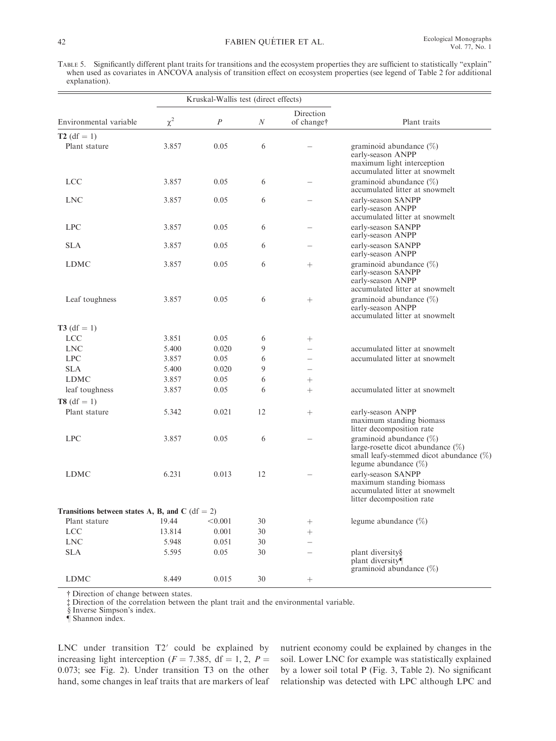Table 5. Significantly different plant traits for transitions and the ecosystem properties they are sufficient to statistically "explain" when used as covariates in ANCOVA analysis of transition effect on ecosystem properties (see legend of Table 2 for additional explanation).

| Environmental variable | Kruskal-Wallis test (direct effects) | | | | Plant traits |
|---|---|---|---|---|---|
| | $\chi^2$ | $P$ | $N$ | Direction of change† | |
| **T2** (df = 1) | | | | | |
| Plant stature | 3.857 | 0.05 | 6 | − | graminoid abundance (%)<br>early-season ANPP<br>maximum light interception<br>accumulated litter at snowmelt |
| LCC | 3.857 | 0.05 | 6 | − | graminoid abundance (%)<br>accumulated litter at snowmelt |
| LNC | 3.857 | 0.05 | 6 | − | early-season SANPP<br>early-season ANPP<br>accumulated litter at snowmelt |
| LPC | 3.857 | 0.05 | 6 | − | early-season SANPP<br>early-season ANPP |
| SLA | 3.857 | 0.05 | 6 | − | early-season SANPP<br>early-season ANPP |
| LDMC | 3.857 | 0.05 | 6 | + | graminoid abundance (%)<br>early-season SANPP<br>early-season ANPP<br>accumulated litter at snowmelt |
| Leaf toughness | 3.857 | 0.05 | 6 | + | graminoid abundance (%)<br>early-season ANPP<br>accumulated litter at snowmelt |
| **T3** (df = 1) | | | | | |
| LCC | 3.851 | 0.05 | 6 | + | |
| LNC | 5.400 | 0.020 | 9 | − | accumulated litter at snowmelt |
| LPC | 3.857 | 0.05 | 6 | − | accumulated litter at snowmelt |
| SLA | 5.400 | 0.020 | 9 | − | |
| LDMC | 3.857 | 0.05 | 6 | + | |
| leaf toughness | 3.857 | 0.05 | 6 | + | accumulated litter at snowmelt |
| **T8** (df = 1) | | | | | |
| Plant stature | 5.342 | 0.021 | 12 | + | early-season ANPP<br>maximum standing biomass<br>litter decomposition rate |
| LPC | 3.857 | 0.05 | 6 | − | graminoid abundance (%)<br>large-rosette dicot abundance (%)<br>small leafy-stemmed dicot abundance (%)<br>legume abundance (%) |
| LDMC | 6.231 | 0.013 | 12 | − | early-season SANPP<br>maximum standing biomass<br>accumulated litter at snowmelt<br>litter decomposition rate |
| **Transitions between states A, B, and C** (df = 2) | | | | | |
| Plant stature | 19.44 | <0.001 | 30 | + | legume abundance (%) |
| LCC | 13.814 | 0.001 | 30 | + | |
| LNC | 5.948 | 0.051 | 30 | − | |
| SLA | 5.595 | 0.05 | 30 | − | plant diversity§<br>plant diversity¶<br>graminoid abundance (%) |
| LDMC | 8.449 | 0.015 | 30 | + | |

† Direction of change between states.
‡ Direction of the correlation between the plant trait and the environmental variable.
§ Inverse Simpson's index.
¶ Shannon index.

LNC under transition T2′ could be explained by increasing light interception ($F = 7.385$, df = 1, 2, $P = 0.073$; see Fig. 2). Under transition T3 on the other hand, some changes in leaf traits that are markers of leaf nutrient economy could be explained by changes in the soil. Lower LNC for example was statistically explained by a lower soil total P (Fig. 3, Table 2). No significant relationship was detected with LPC although LPC and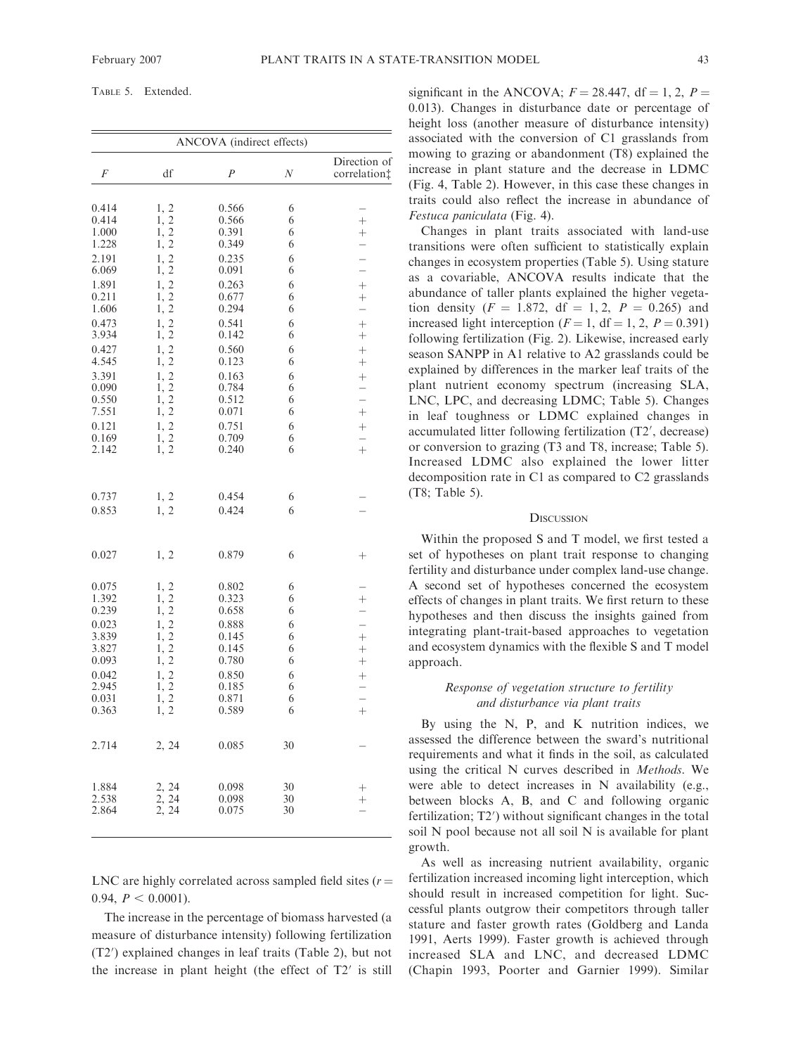TABLE 5. Extended.

| ANCOVA (indirect effects) | | | | |
|---|---|---|---|---|
| $F$ | df | $P$ | $N$ | Direction of correlation‡ |
| 0.414 | 1, 2 | 0.566 | 6 | – |
| 0.414 | 1, 2 | 0.566 | 6 | + |
| 1.000 | 1, 2 | 0.391 | 6 | + |
| 1.228 | 1, 2 | 0.349 | 6 | – |
| 2.191 | 1, 2 | 0.235 | 6 | – |
| 6.069 | 1, 2 | 0.091 | 6 | – |
| 1.891 | 1, 2 | 0.263 | 6 | + |
| 0.211 | 1, 2 | 0.677 | 6 | + |
| 1.606 | 1, 2 | 0.294 | 6 | – |
| 0.473 | 1, 2 | 0.541 | 6 | + |
| 3.934 | 1, 2 | 0.142 | 6 | + |
| 0.427 | 1, 2 | 0.560 | 6 | + |
| 4.545 | 1, 2 | 0.123 | 6 | + |
| 3.391 | 1, 2 | 0.163 | 6 | + |
| 0.090 | 1, 2 | 0.784 | 6 | – |
| 0.550 | 1, 2 | 0.512 | 6 | – |
| 7.551 | 1, 2 | 0.071 | 6 | + |
| 0.121 | 1, 2 | 0.751 | 6 | + |
| 0.169 | 1, 2 | 0.709 | 6 | – |
| 2.142 | 1, 2 | 0.240 | 6 | + |
| 0.737 | 1, 2 | 0.454 | 6 | – |
| 0.853 | 1, 2 | 0.424 | 6 | – |
| 0.027 | 1, 2 | 0.879 | 6 | + |
| 0.075 | 1, 2 | 0.802 | 6 | – |
| 1.392 | 1, 2 | 0.323 | 6 | + |
| 0.239 | 1, 2 | 0.658 | 6 | – |
| 0.023 | 1, 2 | 0.888 | 6 | – |
| 3.839 | 1, 2 | 0.145 | 6 | + |
| 3.827 | 1, 2 | 0.145 | 6 | + |
| 0.093 | 1, 2 | 0.780 | 6 | + |
| 0.042 | 1, 2 | 0.850 | 6 | + |
| 2.945 | 1, 2 | 0.185 | 6 | – |
| 0.031 | 1, 2 | 0.871 | 6 | – |
| 0.363 | 1, 2 | 0.589 | 6 | + |
| 2.714 | 2, 24 | 0.085 | 30 | – |
| 1.884 | 2, 24 | 0.098 | 30 | + |
| 2.538 | 2, 24 | 0.098 | 30 | + |
| 2.864 | 2, 24 | 0.075 | 30 | – |

LNC are highly correlated across sampled field sites ($r = 0.94$, $P < 0.0001$).

The increase in the percentage of biomass harvested (a measure of disturbance intensity) following fertilization (T2′) explained changes in leaf traits (Table 2), but not the increase in plant height (the effect of T2′ is still significant in the ANCOVA; $F = 28.447$, df $= 1, 2$, $P = 0.013$). Changes in disturbance date or percentage of height loss (another measure of disturbance intensity) associated with the conversion of C1 grasslands from mowing to grazing or abandonment (T8) explained the increase in plant stature and the decrease in LDMC (Fig. 4, Table 2). However, in this case these changes in traits could also reflect the increase in abundance of *Festuca paniculata* (Fig. 4).

Changes in plant traits associated with land-use transitions were often sufficient to statistically explain changes in ecosystem properties (Table 5). Using stature as a covariable, ANCOVA results indicate that the abundance of taller plants explained the higher vegetation density ($F = 1.872$, df $= 1, 2$, $P = 0.265$) and increased light interception ($F = 1$, df $= 1, 2$, $P = 0.391$) following fertilization (Fig. 2). Likewise, increased early season SANPP in A1 relative to A2 grasslands could be explained by differences in the marker leaf traits of the plant nutrient economy spectrum (increasing SLA, LNC, LPC, and decreasing LDMC; Table 5). Changes in leaf toughness or LDMC explained changes in accumulated litter following fertilization (T2′, decrease) or conversion to grazing (T3 and T8, increase; Table 5). Increased LDMC also explained the lower litter decomposition rate in C1 as compared to C2 grasslands (T8; Table 5).

## DISCUSSION

Within the proposed S and T model, we first tested a set of hypotheses on plant trait response to changing fertility and disturbance under complex land-use change. A second set of hypotheses concerned the ecosystem effects of changes in plant traits. We first return to these hypotheses and then discuss the insights gained from integrating plant-trait-based approaches to vegetation and ecosystem dynamics with the flexible S and T model approach.

### *Response of vegetation structure to fertility and disturbance via plant traits*

By using the N, P, and K nutrition indices, we assessed the difference between the sward's nutritional requirements and what it finds in the soil, as calculated using the critical N curves described in *Methods*. We were able to detect increases in N availability (e.g., between blocks A, B, and C and following organic fertilization; T2′) without significant changes in the total soil N pool because not all soil N is available for plant growth.

As well as increasing nutrient availability, organic fertilization increased incoming light interception, which should result in increased competition for light. Successful plants outgrow their competitors through taller stature and faster growth rates (Goldberg and Landa 1991, Aerts 1999). Faster growth is achieved through increased SLA and LNC, and decreased LDMC (Chapin 1993, Poorter and Garnier 1999). Similar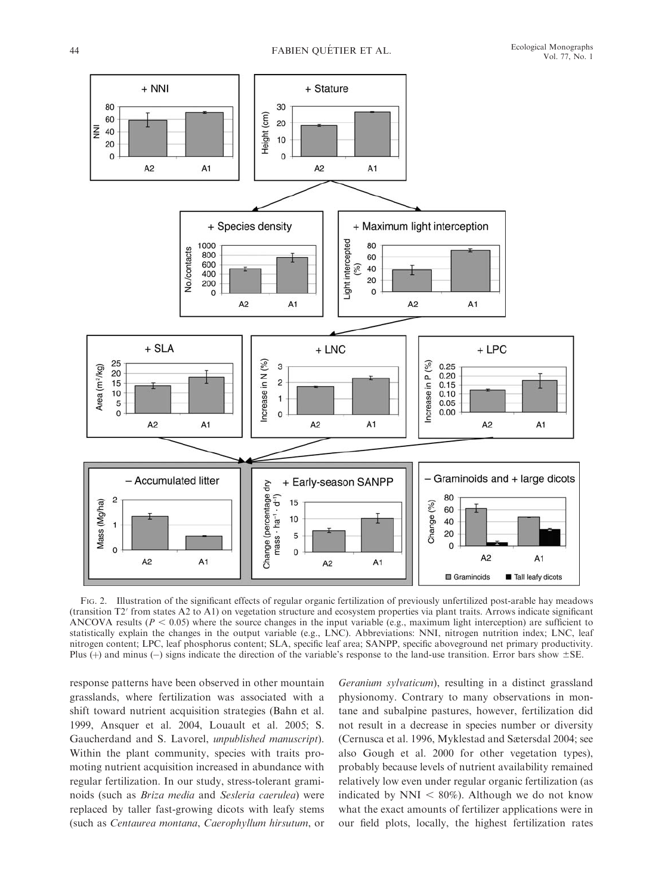Fig. 2. Illustration of the significant effects of regular organic fertilization of previously unfertilized post-arable hay meadows (transition T2′ from states A2 to A1) on vegetation structure and ecosystem properties via plant traits. Arrows indicate significant ANCOVA results ($P < 0.05$) where the source changes in the input variable (e.g., maximum light interception) are sufficient to statistically explain the changes in the output variable (e.g., LNC). Abbreviations: NNI, nitrogen nutrition index; LNC, leaf nitrogen content; LPC, leaf phosphorus content; SLA, specific leaf area; SANPP, specific aboveground net primary productivity. Plus (+) and minus (–) signs indicate the direction of the variable's response to the land-use transition. Error bars show ±SE.

response patterns have been observed in other mountain grasslands, where fertilization was associated with a shift toward nutrient acquisition strategies (Bahn et al. 1999, Ansquer et al. 2004, Louault et al. 2005; S. Gaucherdand and S. Lavorel, *unpublished manuscript*). Within the plant community, species with traits promoting nutrient acquisition increased in abundance with regular fertilization. In our study, stress-tolerant graminoids (such as *Briza media* and *Sesleria caerulea*) were replaced by taller fast-growing dicots with leafy stems (such as *Centaurea montana*, *Caerophyllum hirsutum*, or *Geranium sylvaticum*), resulting in a distinct grassland physionomy. Contrary to many observations in montane and subalpine pastures, however, fertilization did not result in a decrease in species number or diversity (Cernusca et al. 1996, Myklestad and Sætersdal 2004; see also Gough et al. 2000 for other vegetation types), probably because levels of nutrient availability remained relatively low even under regular organic fertilization (as indicated by NNI < 80%). Although we do not know what the exact amounts of fertilizer applications were in our field plots, locally, the highest fertilization rates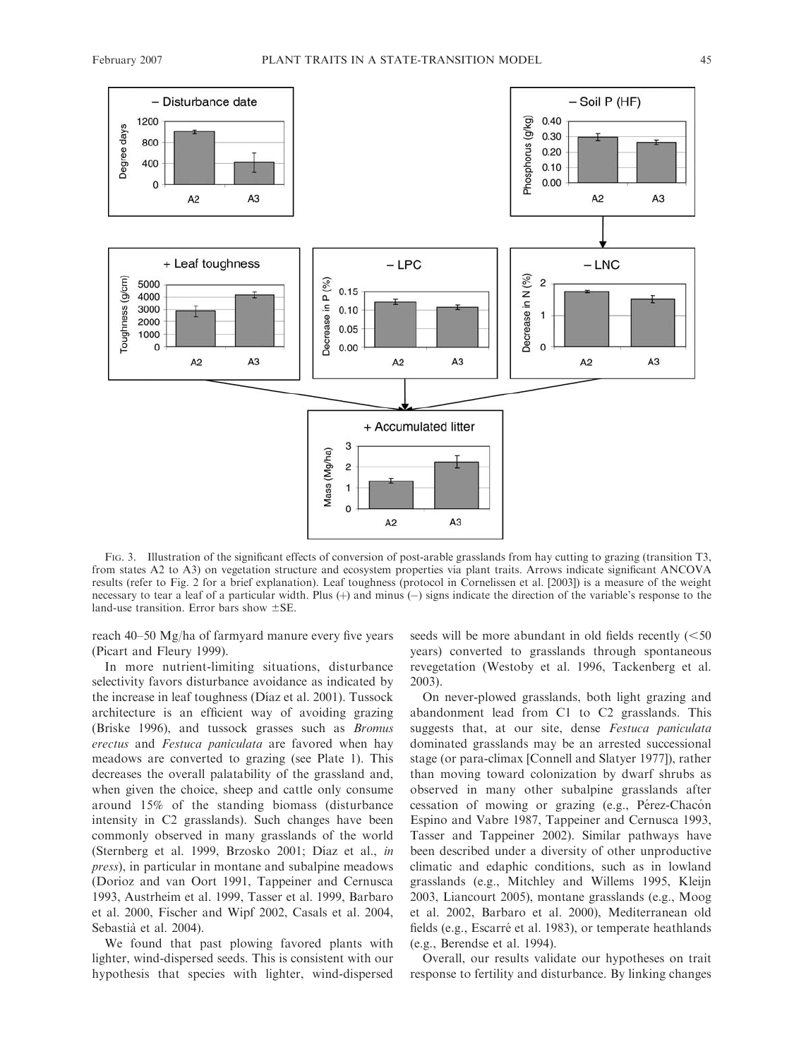Fig. 3. Illustration of the significant effects of conversion of post-arable grasslands from hay cutting to grazing (transition T3, from states A2 to A3) on vegetation structure and ecosystem properties via plant traits. Arrows indicate significant ANCOVA results (refer to Fig. 2 for a brief explanation). Leaf toughness (protocol in Cornelissen et al. [2003]) is a measure of the weight necessary to tear a leaf of a particular width. Plus (+) and minus (–) signs indicate the direction of the variable's response to the land-use transition. Error bars show ±SE.

reach 40–50 Mg/ha of farmyard manure every five years (Picart and Fleury 1999).

In more nutrient-limiting situations, disturbance selectivity favors disturbance avoidance as indicated by the increase in leaf toughness (Díaz et al. 2001). Tussock architecture is an efficient way of avoiding grazing (Briske 1996), and tussock grasses such as *Bromus erectus* and *Festuca paniculata* are favored when hay meadows are converted to grazing (see Plate 1). This decreases the overall palatability of the grassland and, when given the choice, sheep and cattle only consume around 15% of the standing biomass (disturbance intensity in C2 grasslands). Such changes have been commonly observed in many grasslands of the world (Sternberg et al. 1999, Brzosko 2001; Díaz et al., *in press*), in particular in montane and subalpine meadows (Dorioz and van Oort 1991, Tappeiner and Cernusca 1993, Austrheim et al. 1999, Tasser et al. 1999, Barbaro et al. 2000, Fischer and Wipf 2002, Casals et al. 2004, Sebastià et al. 2004).

We found that past plowing favored plants with lighter, wind-dispersed seeds. This is consistent with our hypothesis that species with lighter, wind-dispersed seeds will be more abundant in old fields recently (<50 years) converted to grasslands through spontaneous revegetation (Westoby et al. 1996, Tackenberg et al. 2003).

On never-plowed grasslands, both light grazing and abandonment lead from C1 to C2 grasslands. This suggests that, at our site, dense *Festuca paniculata* dominated grasslands may be an arrested successional stage (or para-climax [Connell and Slatyer 1977]), rather than moving toward colonization by dwarf shrubs as observed in many other subalpine grasslands after cessation of mowing or grazing (e.g., Pérez-Chacón Espino and Vabre 1987, Tappeiner and Cernusca 1993, Tasser and Tappeiner 2002). Similar pathways have been described under a diversity of other unproductive climatic and edaphic conditions, such as in lowland grasslands (e.g., Mitchley and Willems 1995, Kleijn 2003, Liancourt 2005), montane grasslands (e.g., Moog et al. 2002, Barbaro et al. 2000), Mediterranean old fields (e.g., Escarré et al. 1983), or temperate heathlands (e.g., Berendse et al. 1994).

Overall, our results validate our hypotheses on trait response to fertility and disturbance. By linking changes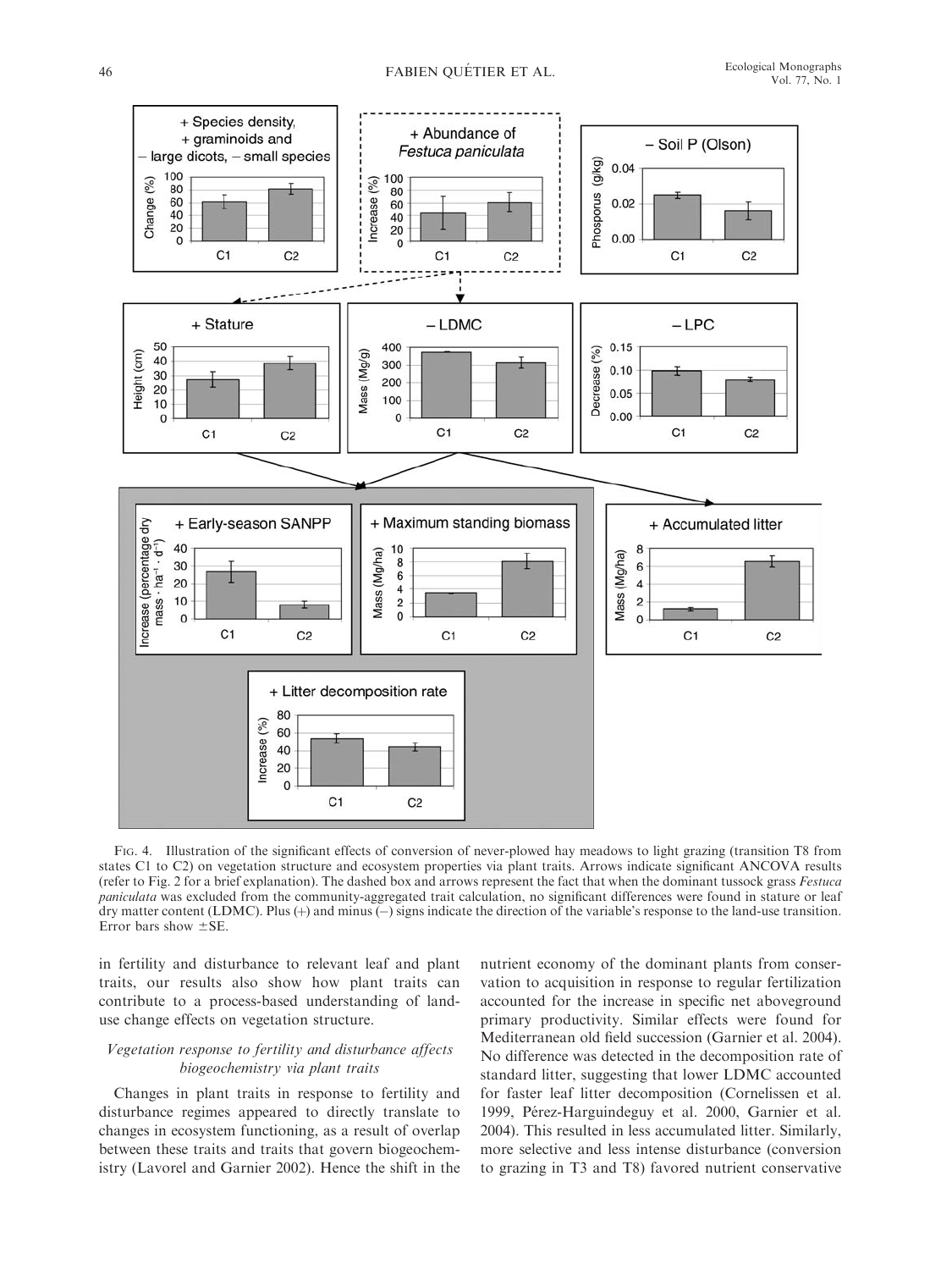FIG. 4. Illustration of the significant effects of conversion of never-plowed hay meadows to light grazing (transition T8 from states C1 to C2) on vegetation structure and ecosystem properties via plant traits. Arrows indicate significant ANCOVA results (refer to Fig. 2 for a brief explanation). The dashed box and arrows represent the fact that when the dominant tussock grass *Festuca paniculata* was excluded from the community-aggregated trait calculation, no significant differences were found in stature or leaf dry matter content (LDMC). Plus (+) and minus (−) signs indicate the direction of the variable's response to the land-use transition. Error bars show ±SE.

in fertility and disturbance to relevant leaf and plant traits, our results also show how plant traits can contribute to a process-based understanding of land-use change effects on vegetation structure.

### *Vegetation response to fertility and disturbance affects biogeochemistry via plant traits*

Changes in plant traits in response to fertility and disturbance regimes appeared to directly translate to changes in ecosystem functioning, as a result of overlap between these traits and traits that govern biogeochemistry (Lavorel and Garnier 2002). Hence the shift in the nutrient economy of the dominant plants from conservation to acquisition in response to regular fertilization accounted for the increase in specific net aboveground primary productivity. Similar effects were found for Mediterranean old field succession (Garnier et al. 2004). No difference was detected in the decomposition rate of standard litter, suggesting that lower LDMC accounted for faster leaf litter decomposition (Cornelissen et al. 1999, Pérez-Harguindeguy et al. 2000, Garnier et al. 2004). This resulted in less accumulated litter. Similarly, more selective and less intense disturbance (conversion to grazing in T3 and T8) favored nutrient conservative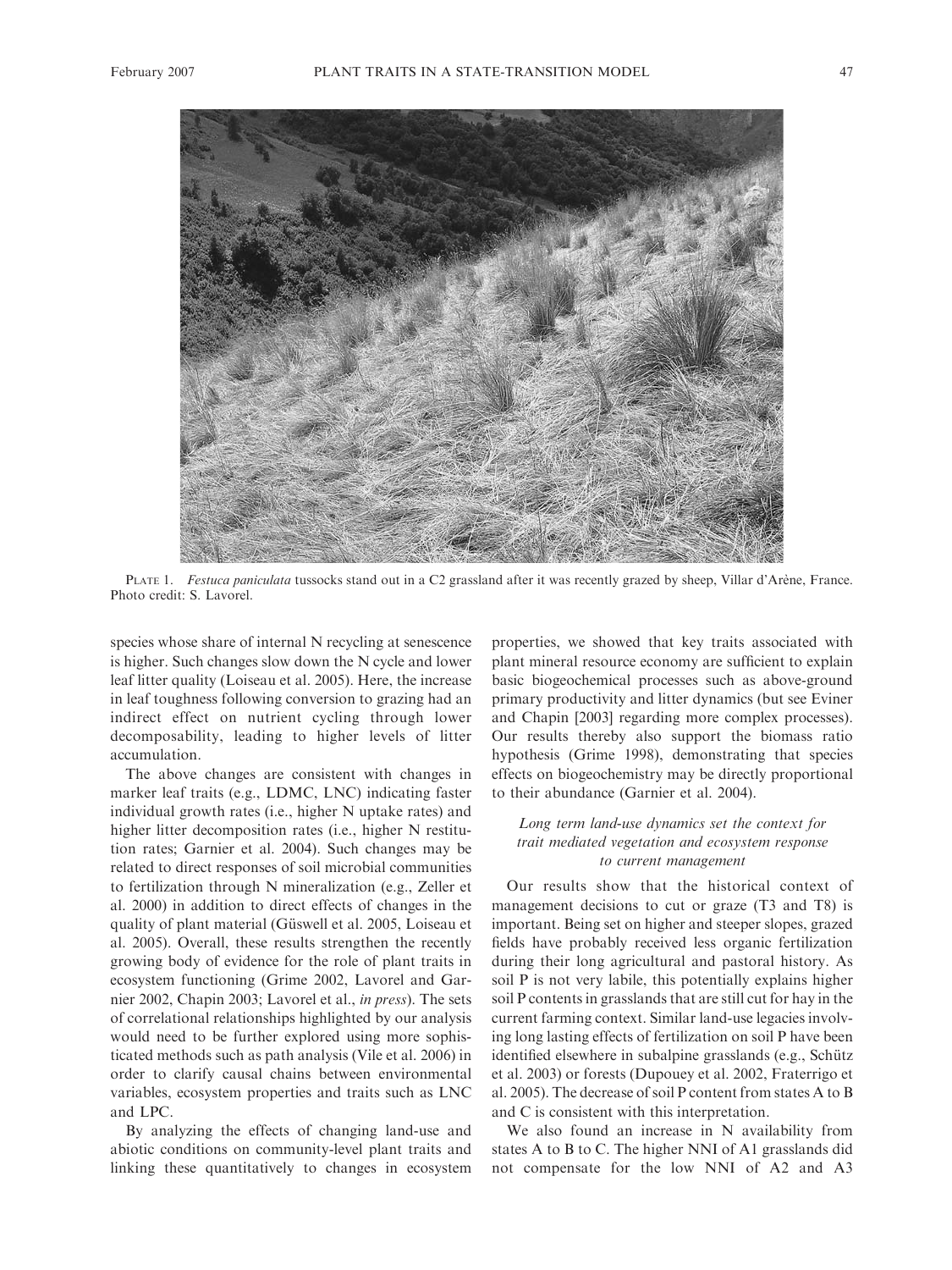PLATE 1. *Festuca paniculata* tussocks stand out in a C2 grassland after it was recently grazed by sheep, Villar d'Arène, France. Photo credit: S. Lavorel.

species whose share of internal N recycling at senescence is higher. Such changes slow down the N cycle and lower leaf litter quality (Loiseau et al. 2005). Here, the increase in leaf toughness following conversion to grazing had an indirect effect on nutrient cycling through lower decomposability, leading to higher levels of litter accumulation.

The above changes are consistent with changes in marker leaf traits (e.g., LDMC, LNC) indicating faster individual growth rates (i.e., higher N uptake rates) and higher litter decomposition rates (i.e., higher N restitution rates; Garnier et al. 2004). Such changes may be related to direct responses of soil microbial communities to fertilization through N mineralization (e.g., Zeller et al. 2000) in addition to direct effects of changes in the quality of plant material (Güswell et al. 2005, Loiseau et al. 2005). Overall, these results strengthen the recently growing body of evidence for the role of plant traits in ecosystem functioning (Grime 2002, Lavorel and Garnier 2002, Chapin 2003; Lavorel et al., *in press*). The sets of correlational relationships highlighted by our analysis would need to be further explored using more sophisticated methods such as path analysis (Vile et al. 2006) in order to clarify causal chains between environmental variables, ecosystem properties and traits such as LNC and LPC.

By analyzing the effects of changing land-use and abiotic conditions on community-level plant traits and linking these quantitatively to changes in ecosystem properties, we showed that key traits associated with plant mineral resource economy are sufficient to explain basic biogeochemical processes such as above-ground primary productivity and litter dynamics (but see Eviner and Chapin [2003] regarding more complex processes). Our results thereby also support the biomass ratio hypothesis (Grime 1998), demonstrating that species effects on biogeochemistry may be directly proportional to their abundance (Garnier et al. 2004).

### *Long term land-use dynamics set the context for trait mediated vegetation and ecosystem response to current management*

Our results show that the historical context of management decisions to cut or graze (T3 and T8) is important. Being set on higher and steeper slopes, grazed fields have probably received less organic fertilization during their long agricultural and pastoral history. As soil P is not very labile, this potentially explains higher soil P contents in grasslands that are still cut for hay in the current farming context. Similar land-use legacies involving long lasting effects of fertilization on soil P have been identified elsewhere in subalpine grasslands (e.g., Schütz et al. 2003) or forests (Dupouey et al. 2002, Fraterrigo et al. 2005). The decrease of soil P content from states A to B and C is consistent with this interpretation.

We also found an increase in N availability from states A to B to C. The higher NNI of A1 grasslands did not compensate for the low NNI of A2 and A3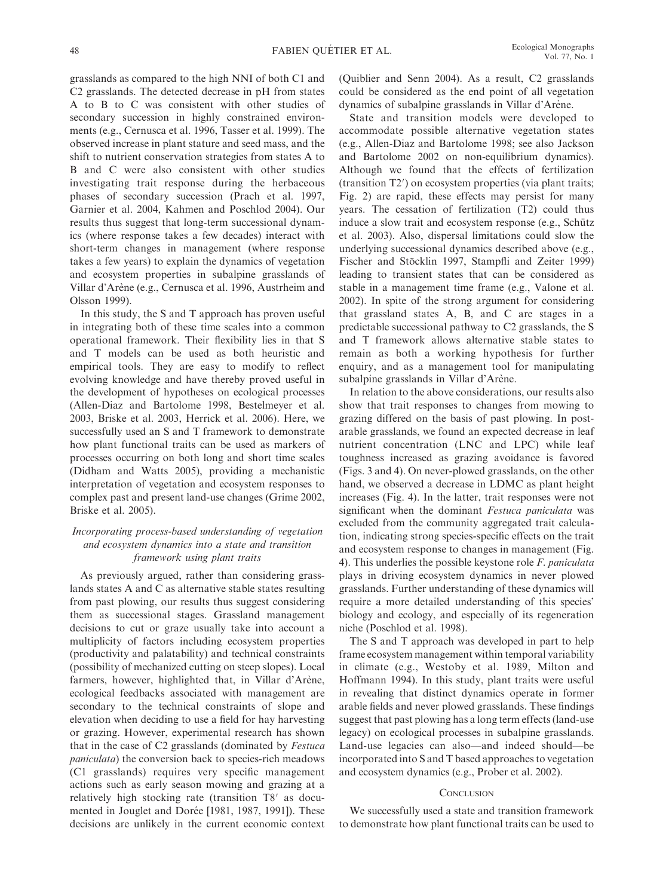grasslands as compared to the high NNI of both C1 and C2 grasslands. The detected decrease in pH from states A to B to C was consistent with other studies of secondary succession in highly constrained environments (e.g., Cernusca et al. 1996, Tasser et al. 1999). The observed increase in plant stature and seed mass, and the shift to nutrient conservation strategies from states A to B and C were also consistent with other studies investigating trait response during the herbaceous phases of secondary succession (Prach et al. 1997, Garnier et al. 2004, Kahmen and Poschlod 2004). Our results thus suggest that long-term successional dynamics (where response takes a few decades) interact with short-term changes in management (where response takes a few years) to explain the dynamics of vegetation and ecosystem properties in subalpine grasslands of Villar d'Arène (e.g., Cernusca et al. 1996, Austrheim and Olsson 1999).

In this study, the S and T approach has proven useful in integrating both of these time scales into a common operational framework. Their flexibility lies in that S and T models can be used as both heuristic and empirical tools. They are easy to modify to reflect evolving knowledge and have thereby proved useful in the development of hypotheses on ecological processes (Allen-Diaz and Bartolome 1998, Bestelmeyer et al. 2003, Briske et al. 2003, Herrick et al. 2006). Here, we successfully used an S and T framework to demonstrate how plant functional traits can be used as markers of processes occurring on both long and short time scales (Didham and Watts 2005), providing a mechanistic interpretation of vegetation and ecosystem responses to complex past and present land-use changes (Grime 2002, Briske et al. 2005).

### *Incorporating process-based understanding of vegetation and ecosystem dynamics into a state and transition framework using plant traits*

As previously argued, rather than considering grasslands states A and C as alternative stable states resulting from past plowing, our results thus suggest considering them as successional stages. Grassland management decisions to cut or graze usually take into account a multiplicity of factors including ecosystem properties (productivity and palatability) and technical constraints (possibility of mechanized cutting on steep slopes). Local farmers, however, highlighted that, in Villar d'Arène, ecological feedbacks associated with management are secondary to the technical constraints of slope and elevation when deciding to use a field for hay harvesting or grazing. However, experimental research has shown that in the case of C2 grasslands (dominated by *Festuca paniculata*) the conversion back to species-rich meadows (C1 grasslands) requires very specific management actions such as early season mowing and grazing at a relatively high stocking rate (transition T8′ as documented in Jouglet and Dorée [1981, 1987, 1991]). These decisions are unlikely in the current economic context (Quiblier and Senn 2004). As a result, C2 grasslands could be considered as the end point of all vegetation dynamics of subalpine grasslands in Villar d'Arène.

State and transition models were developed to accommodate possible alternative vegetation states (e.g., Allen-Diaz and Bartolome 1998; see also Jackson and Bartolome 2002 on non-equilibrium dynamics). Although we found that the effects of fertilization (transition T2′) on ecosystem properties (via plant traits; Fig. 2) are rapid, these effects may persist for many years. The cessation of fertilization (T2) could thus induce a slow trait and ecosystem response (e.g., Schütz et al. 2003). Also, dispersal limitations could slow the underlying successional dynamics described above (e.g., Fischer and Stöcklin 1997, Stampfli and Zeiter 1999) leading to transient states that can be considered as stable in a management time frame (e.g., Valone et al. 2002). In spite of the strong argument for considering that grassland states A, B, and C are stages in a predictable successional pathway to C2 grasslands, the S and T framework allows alternative stable states to remain as both a working hypothesis for further enquiry, and as a management tool for manipulating subalpine grasslands in Villar d'Arène.

In relation to the above considerations, our results also show that trait responses to changes from mowing to grazing differed on the basis of past plowing. In post-arable grasslands, we found an expected decrease in leaf nutrient concentration (LNC and LPC) while leaf toughness increased as grazing avoidance is favored (Figs. 3 and 4). On never-plowed grasslands, on the other hand, we observed a decrease in LDMC as plant height increases (Fig. 4). In the latter, trait responses were not significant when the dominant *Festuca paniculata* was excluded from the community aggregated trait calculation, indicating strong species-specific effects on the trait and ecosystem response to changes in management (Fig. 4). This underlies the possible keystone role *F. paniculata* plays in driving ecosystem dynamics in never plowed grasslands. Further understanding of these dynamics will require a more detailed understanding of this species' biology and ecology, and especially of its regeneration niche (Poschlod et al. 1998).

The S and T approach was developed in part to help frame ecosystem management within temporal variability in climate (e.g., Westoby et al. 1989, Milton and Hoffmann 1994). In this study, plant traits were useful in revealing that distinct dynamics operate in former arable fields and never plowed grasslands. These findings suggest that past plowing has a long term effects (land-use legacy) on ecological processes in subalpine grasslands. Land-use legacies can also—and indeed should—be incorporated into S and T based approaches to vegetation and ecosystem dynamics (e.g., Prober et al. 2002).

## Conclusion

We successfully used a state and transition framework to demonstrate how plant functional traits can be used to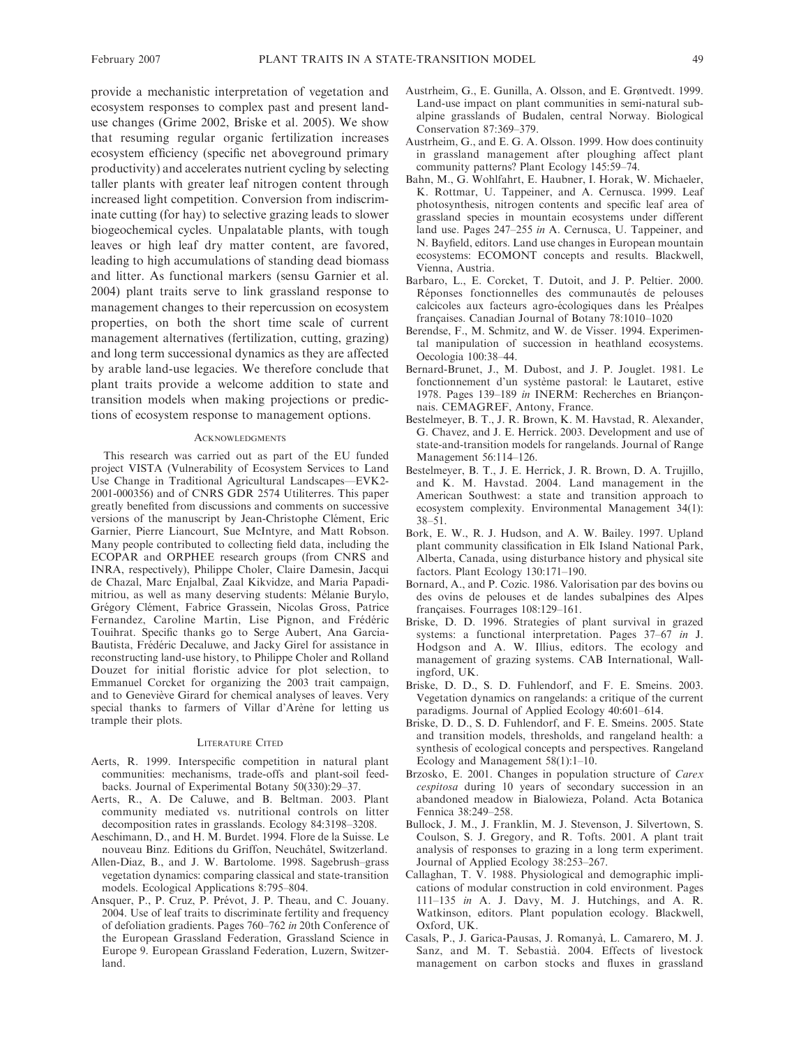provide a mechanistic interpretation of vegetation and ecosystem responses to complex past and present land-use changes (Grime 2002, Briske et al. 2005). We show that resuming regular organic fertilization increases ecosystem efficiency (specific net aboveground primary productivity) and accelerates nutrient cycling by selecting taller plants with greater leaf nitrogen content through increased light competition. Conversion from indiscriminate cutting (for hay) to selective grazing leads to slower biogeochemical cycles. Unpalatable plants, with tough leaves or high leaf dry matter content, are favored, leading to high accumulations of standing dead biomass and litter. As functional markers (sensu Garnier et al. 2004) plant traits serve to link grassland response to management changes to their repercussion on ecosystem properties, on both the short time scale of current management alternatives (fertilization, cutting, grazing) and long term successional dynamics as they are affected by arable land-use legacies. We therefore conclude that plant traits provide a welcome addition to state and transition models when making projections or predictions of ecosystem response to management options.

## Acknowledgments

This research was carried out as part of the EU funded project VISTA (Vulnerability of Ecosystem Services to Land Use Change in Traditional Agricultural Landscapes—EVK2-2001-000356) and of CNRS GDR 2574 Utiliterres. This paper greatly benefited from discussions and comments on successive versions of the manuscript by Jean-Christophe Clément, Eric Garnier, Pierre Liancourt, Sue McIntyre, and Matt Robson. Many people contributed to collecting field data, including the ECOPAR and ORPHEE research groups (from CNRS and INRA, respectively), Philippe Choler, Claire Damesin, Jacqui de Chazal, Marc Enjalbal, Zaal Kikvidze, and Maria Papadimitriou, as well as many deserving students: Mélanie Burylo, Grégory Clément, Fabrice Grassein, Nicolas Gross, Patrice Fernandez, Caroline Martin, Lise Pignon, and Frédéric Touihrat. Specific thanks go to Serge Aubert, Ana Garcia-Bautista, Frédéric Decaluwe, and Jacky Girel for assistance in reconstructing land-use history, to Philippe Choler and Rolland Douzet for initial floristic advice for plot selection, to Emmanuel Corcket for organizing the 2003 trait campaign, and to Geneviève Girard for chemical analyses of leaves. Very special thanks to farmers of Villar d'Arène for letting us trample their plots.

## Literature Cited

Aerts, R. 1999. Interspecific competition in natural plant communities: mechanisms, trade-offs and plant-soil feedbacks. Journal of Experimental Botany 50(330):29–37.

Aerts, R., A. De Caluwe, and B. Beltman. 2003. Plant community mediated vs. nutritional controls on litter decomposition rates in grasslands. Ecology 84:3198–3208.

Aeschimann, D., and H. M. Burdet. 1994. Flore de la Suisse. Le nouveau Binz. Editions du Griffon, Neuchâtel, Switzerland.

Allen-Diaz, B., and J. W. Bartolome. 1998. Sagebrush–grass vegetation dynamics: comparing classical and state-transition models. Ecological Applications 8:795–804.

Ansquer, P., P. Cruz, P. Prévot, J. P. Theau, and C. Jouany. 2004. Use of leaf traits to discriminate fertility and frequency of defoliation gradients. Pages 760–762 *in* 20th Conference of the European Grassland Federation, Grassland Science in Europe 9. European Grassland Federation, Luzern, Switzerland.

Austrheim, G., E. Gunilla, A. Olsson, and E. Grøntvedt. 1999. Land-use impact on plant communities in semi-natural sub-alpine grasslands of Budalen, central Norway. Biological Conservation 87:369–379.

Austrheim, G., and E. G. A. Olsson. 1999. How does continuity in grassland management after ploughing affect plant community patterns? Plant Ecology 145:59–74.

Bahn, M., G. Wohlfahrt, E. Haubner, I. Horak, W. Michaeler, K. Rottmar, U. Tappeiner, and A. Cernusca. 1999. Leaf photosynthesis, nitrogen contents and specific leaf area of grassland species in mountain ecosystems under different land use. Pages 247–255 *in* A. Cernusca, U. Tappeiner, and N. Bayfield, editors. Land use changes in European mountain ecosystems: ECOMONT concepts and results. Blackwell, Vienna, Austria.

Barbaro, L., E. Corcket, T. Dutoit, and J. P. Peltier. 2000. Réponses fonctionnelles des communautés de pelouses calcicoles aux facteurs agro-écologiques dans les Préalpes françaises. Canadian Journal of Botany 78:1010–1020

Berendse, F., M. Schmitz, and W. de Visser. 1994. Experimental manipulation of succession in heathland ecosystems. Oecologia 100:38–44.

Bernard-Brunet, J., M. Dubost, and J. P. Jouglet. 1981. Le fonctionnement d'un système pastoral: le Lautaret, estive 1978. Pages 139–189 *in* INERM: Recherches en Briançonnais. CEMAGREF, Antony, France.

Bestelmeyer, B. T., J. R. Brown, K. M. Havstad, R. Alexander, G. Chavez, and J. E. Herrick. 2003. Development and use of state-and-transition models for rangelands. Journal of Range Management 56:114–126.

Bestelmeyer, B. T., J. E. Herrick, J. R. Brown, D. A. Trujillo, and K. M. Havstad. 2004. Land management in the American Southwest: a state and transition approach to ecosystem complexity. Environmental Management 34(1): 38–51.

Bork, E. W., R. J. Hudson, and A. W. Bailey. 1997. Upland plant community classification in Elk Island National Park, Alberta, Canada, using disturbance history and physical site factors. Plant Ecology 130:171–190.

Bornard, A., and P. Cozic. 1986. Valorisation par des bovins ou des ovins de pelouses et de landes subalpines des Alpes françaises. Fourrages 108:129–161.

Briske, D. D. 1996. Strategies of plant survival in grazed systems: a functional interpretation. Pages 37–67 *in* J. Hodgson and A. W. Illius, editors. The ecology and management of grazing systems. CAB International, Wallingford, UK.

Briske, D. D., S. D. Fuhlendorf, and F. E. Smeins. 2003. Vegetation dynamics on rangelands: a critique of the current paradigms. Journal of Applied Ecology 40:601–614.

Briske, D. D., S. D. Fuhlendorf, and F. E. Smeins. 2005. State and transition models, thresholds, and rangeland health: a synthesis of ecological concepts and perspectives. Rangeland Ecology and Management 58(1):1–10.

Brzosko, E. 2001. Changes in population structure of *Carex cespitosa* during 10 years of secondary succession in an abandoned meadow in Bialowieza, Poland. Acta Botanica Fennica 38:249–258.

Bullock, J. M., J. Franklin, M. J. Stevenson, J. Silvertown, S. Coulson, S. J. Gregory, and R. Tofts. 2001. A plant trait analysis of responses to grazing in a long term experiment. Journal of Applied Ecology 38:253–267.

Callaghan, T. V. 1988. Physiological and demographic implications of modular construction in cold environment. Pages 111–135 *in* A. J. Davy, M. J. Hutchings, and A. R. Watkinson, editors. Plant population ecology. Blackwell, Oxford, UK.

Casals, P., J. Garica-Pausas, J. Romanyà, L. Camarero, M. J. Sanz, and M. T. Sebastià. 2004. Effects of livestock management on carbon stocks and fluxes in grassland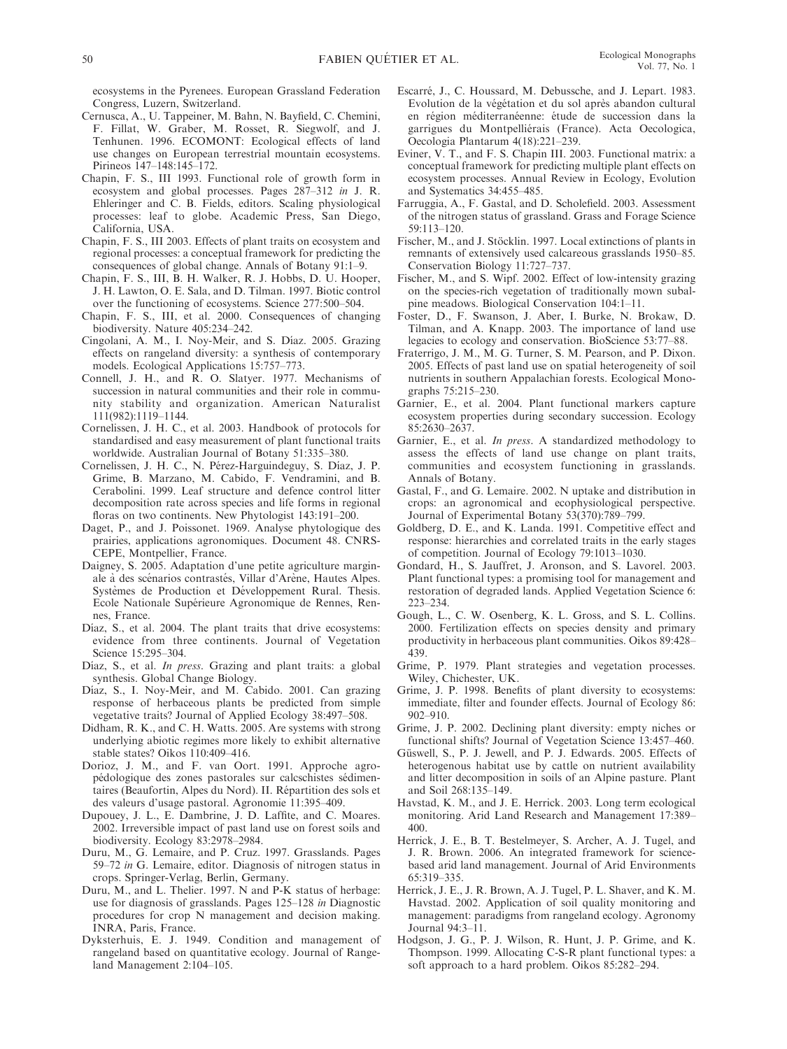ecosystems in the Pyrenees. European Grassland Federation Congress, Luzern, Switzerland.

Cernusca, A., U. Tappeiner, M. Bahn, N. Bayfield, C. Chemini, F. Fillat, W. Graber, M. Rosset, R. Siegwolf, and J. Tenhunen. 1996. ECOMONT: Ecological effects of land use changes on European terrestrial mountain ecosystems. Pirineos 147–148:145–172.

Chapin, F. S., III 1993. Functional role of growth form in ecosystem and global processes. Pages 287–312 *in* J. R. Ehleringer and C. B. Fields, editors. Scaling physiological processes: leaf to globe. Academic Press, San Diego, California, USA.

Chapin, F. S., III 2003. Effects of plant traits on ecosystem and regional processes: a conceptual framework for predicting the consequences of global change. Annals of Botany 91:1–9.

Chapin, F. S., III, B. H. Walker, R. J. Hobbs, D. U. Hooper, J. H. Lawton, O. E. Sala, and D. Tilman. 1997. Biotic control over the functioning of ecosystems. Science 277:500–504.

Chapin, F. S., III, et al. 2000. Consequences of changing biodiversity. Nature 405:234–242.

Cingolani, A. M., I. Noy-Meir, and S. Díaz. 2005. Grazing effects on rangeland diversity: a synthesis of contemporary models. Ecological Applications 15:757–773.

Connell, J. H., and R. O. Slatyer. 1977. Mechanisms of succession in natural communities and their role in community stability and organization. American Naturalist 111(982):1119–1144.

Cornelissen, J. H. C., et al. 2003. Handbook of protocols for standardised and easy measurement of plant functional traits worldwide. Australian Journal of Botany 51:335–380.

Cornelissen, J. H. C., N. Pérez-Harguindeguy, S. Díaz, J. P. Grime, B. Marzano, M. Cabido, F. Vendramini, and B. Cerabolini. 1999. Leaf structure and defence control litter decomposition rate across species and life forms in regional floras on two continents. New Phytologist 143:191–200.

Daget, P., and J. Poissonet. 1969. Analyse phytologique des prairies, applications agronomiques. Document 48. CNRS-CEPE, Montpellier, France.

Daigney, S. 2005. Adaptation d'une petite agriculture marginale à des scénarios contrastés, Villar d'Arène, Hautes Alpes. Systèmes de Production et Développement Rural. Thesis. Ecole Nationale Supérieure Agronomique de Rennes, Rennes, France.

Díaz, S., et al. 2004. The plant traits that drive ecosystems: evidence from three continents. Journal of Vegetation Science 15:295–304.

Díaz, S., et al. *In press*. Grazing and plant traits: a global synthesis. Global Change Biology.

Díaz, S., I. Noy-Meir, and M. Cabido. 2001. Can grazing response of herbaceous plants be predicted from simple vegetative traits? Journal of Applied Ecology 38:497–508.

Didham, R. K., and C. H. Watts. 2005. Are systems with strong underlying abiotic regimes more likely to exhibit alternative stable states? Oikos 110:409–416.

Dorioz, J. M., and F. van Oort. 1991. Approche agropédologique des zones pastorales sur calcschistes sédimentaires (Beaufortin, Alpes du Nord). II. Répartition des sols et des valeurs d'usage pastoral. Agronomie 11:395–409.

Dupouey, J. L., E. Dambrine, J. D. Laffite, and C. Moares. 2002. Irreversible impact of past land use on forest soils and biodiversity. Ecology 83:2978–2984.

Duru, M., G. Lemaire, and P. Cruz. 1997. Grasslands. Pages 59–72 *in* G. Lemaire, editor. Diagnosis of nitrogen status in crops. Springer-Verlag, Berlin, Germany.

Duru, M., and L. Thelier. 1997. N and P-K status of herbage: use for diagnosis of grasslands. Pages 125–128 *in* Diagnostic procedures for crop N management and decision making. INRA, Paris, France.

Dyksterhuis, E. J. 1949. Condition and management of rangeland based on quantitative ecology. Journal of Rangeland Management 2:104–105.

Escarré, J., C. Houssard, M. Debussche, and J. Lepart. 1983. Evolution de la végétation et du sol après abandon cultural en région méditerranéenne: étude de succession dans la garrigues du Montpelliérais (France). Acta Oecologica, Oecologia Plantarum 4(18):221–239.

Eviner, V. T., and F. S. Chapin III. 2003. Functional matrix: a conceptual framework for predicting multiple plant effects on ecosystem processes. Annual Review in Ecology, Evolution and Systematics 34:455–485.

Farruggia, A., F. Gastal, and D. Scholefield. 2003. Assessment of the nitrogen status of grassland. Grass and Forage Science 59:113–120.

Fischer, M., and J. Stöcklin. 1997. Local extinctions of plants in remnants of extensively used calcareous grasslands 1950–85. Conservation Biology 11:727–737.

Fischer, M., and S. Wipf. 2002. Effect of low-intensity grazing on the species-rich vegetation of traditionally mown subalpine meadows. Biological Conservation 104:1–11.

Foster, D., F. Swanson, J. Aber, I. Burke, N. Brokaw, D. Tilman, and A. Knapp. 2003. The importance of land use legacies to ecology and conservation. BioScience 53:77–88.

Fraterrigo, J. M., M. G. Turner, S. M. Pearson, and P. Dixon. 2005. Effects of past land use on spatial heterogeneity of soil nutrients in southern Appalachian forests. Ecological Monographs 75:215–230.

Garnier, E., et al. 2004. Plant functional markers capture ecosystem properties during secondary succession. Ecology 85:2630–2637.

Garnier, E., et al. *In press*. A standardized methodology to assess the effects of land use change on plant traits, communities and ecosystem functioning in grasslands. Annals of Botany.

Gastal, F., and G. Lemaire. 2002. N uptake and distribution in crops: an agronomical and ecophysiological perspective. Journal of Experimental Botany 53(370):789–799.

Goldberg, D. E., and K. Landa. 1991. Competitive effect and response: hierarchies and correlated traits in the early stages of competition. Journal of Ecology 79:1013–1030.

Gondard, H., S. Jauffret, J. Aronson, and S. Lavorel. 2003. Plant functional types: a promising tool for management and restoration of degraded lands. Applied Vegetation Science 6: 223–234.

Gough, L., C. W. Osenberg, K. L. Gross, and S. L. Collins. 2000. Fertilization effects on species density and primary productivity in herbaceous plant communities. Oikos 89:428–439.

Grime, P. 1979. Plant strategies and vegetation processes. Wiley, Chichester, UK.

Grime, J. P. 1998. Benefits of plant diversity to ecosystems: immediate, filter and founder effects. Journal of Ecology 86: 902–910.

Grime, J. P. 2002. Declining plant diversity: empty niches or functional shifts? Journal of Vegetation Science 13:457–460.

Güswell, S., P. J. Jewell, and P. J. Edwards. 2005. Effects of heterogenous habitat use by cattle on nutrient availability and litter decomposition in soils of an Alpine pasture. Plant and Soil 268:135–149.

Havstad, K. M., and J. E. Herrick. 2003. Long term ecological monitoring. Arid Land Research and Management 17:389–400.

Herrick, J. E., B. T. Bestelmeyer, S. Archer, A. J. Tugel, and J. R. Brown. 2006. An integrated framework for science-based arid land management. Journal of Arid Environments 65:319–335.

Herrick, J. E., J. R. Brown, A. J. Tugel, P. L. Shaver, and K. M. Havstad. 2002. Application of soil quality monitoring and management: paradigms from rangeland ecology. Agronomy Journal 94:3–11.

Hodgson, J. G., P. J. Wilson, R. Hunt, J. P. Grime, and K. Thompson. 1999. Allocating C-S-R plant functional types: a soft approach to a hard problem. Oikos 85:282–294.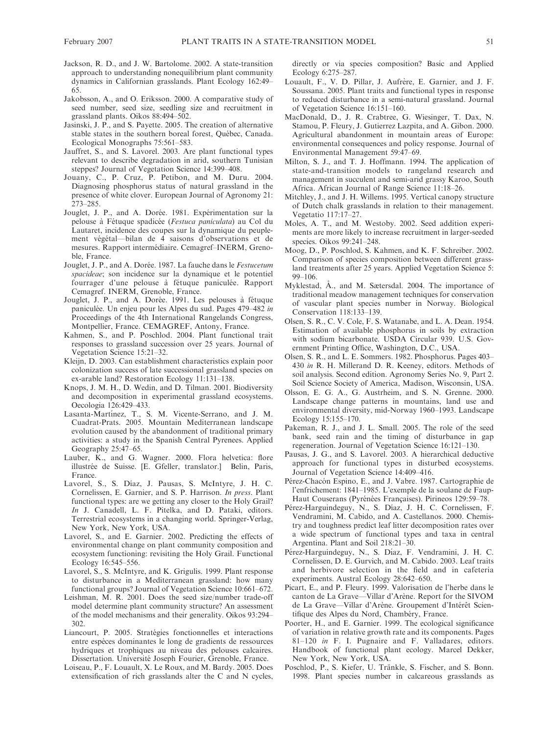Jackson, R. D., and J. W. Bartolome. 2002. A state-transition approach to understanding nonequilibrium plant community dynamics in Californian grasslands. Plant Ecology 162:49–65.

Jakobsson, A., and O. Eriksson. 2000. A comparative study of seed number, seed size, seedling size and recruitment in grassland plants. Oikos 88:494–502.

Jasinski, J. P., and S. Payette. 2005. The creation of alternative stable states in the southern boreal forest, Québec, Canada. Ecological Monographs 75:561–583.

Jauffret, S., and S. Lavorel. 2003. Are plant functional types relevant to describe degradation in arid, southern Tunisian steppes? Journal of Vegetation Science 14:399–408.

Jouany, C., P. Cruz, P. Petibon, and M. Duru. 2004. Diagnosing phosphorus status of natural grassland in the presence of white clover. European Journal of Agronomy 21: 273–285.

Jouglet, J. P., and A. Dorée. 1981. Expérimentation sur la pelouse à Fétuque spadicée (*Festuca paniculata*) au Col du Lautaret, incidence des coupes sur la dynamique du peuplement végétal—bilan de 4 saisons d'observations et de mesures. Rapport intermédiaire. Cemagref–INERM, Grenoble, France.

Jouglet, J. P., and A. Dorée. 1987. La fauche dans le *Festucetum spacideae*; son incidence sur la dynamique et le potentiel fourrager d'une pelouse à fétuque paniculée. Rapport Cemagref. INERM, Grenoble, France.

Jouglet, J. P., and A. Dorée. 1991. Les pelouses à fétuque paniculée. Un enjeu pour les Alpes du sud. Pages 479–482 *in* Proceedings of the 4th International Rangelands Congress, Montpellier, France. CEMAGREF, Antony, France.

Kahmen, S., and P. Poschlod. 2004. Plant functional trait responses to grassland succession over 25 years. Journal of Vegetation Science 15:21–32.

Kleijn, D. 2003. Can establishment characteristics explain poor colonization success of late successional grassland species on ex-arable land? Restoration Ecology 11:131–138.

Knops, J. M. H., D. Wedin, and D. Tilman. 2001. Biodiversity and decomposition in experimental grassland ecosystems. Oecologia 126:429–433.

Lasanta-Martínez, T., S. M. Vicente-Serrano, and J. M. Cuadrat-Prats. 2005. Mountain Mediterranean landscape evolution caused by the abandonment of traditional primary activities: a study in the Spanish Central Pyrenees. Applied Geography 25:47–65.

Lauber, K., and G. Wagner. 2000. Flora helvetica: flore illustrée de Suisse. [E. Gfeller, translator.] Belin, Paris, France.

Lavorel, S., S. Díaz, J. Pausas, S. McIntyre, J. H. C. Cornelissen, E. Garnier, and S. P. Harrison. *In press*. Plant functional types: are we getting any closer to the Holy Grail? *In* J. Canadell, L. F. Pitelka, and D. Pataki, editors. Terrestrial ecosystems in a changing world. Springer-Verlag, New York, New York, USA.

Lavorel, S., and E. Garnier. 2002. Predicting the effects of environmental change on plant community composition and ecosystem functioning: revisiting the Holy Grail. Functional Ecology 16:545–556.

Lavorel, S., S. McIntyre, and K. Grigulis. 1999. Plant response to disturbance in a Mediterranean grassland: how many functional groups? Journal of Vegetation Science 10:661–672.

Leishman, M. R. 2001. Does the seed size/number trade-off model determine plant community structure? An assessment of the model mechanisms and their generality. Oikos 93:294–302.

Liancourt, P. 2005. Stratégies fonctionnelles et interactions entre espèces dominantes le long de gradients de ressources hydriques et trophiques au niveau des pelouses calcaires. Dissertation. Université Joseph Fourier, Grenoble, France.

Loiseau, P., F. Louault, X. Le Roux, and M. Bardy. 2005. Does extensification of rich grasslands alter the C and N cycles, directly or via species composition? Basic and Applied Ecology 6:275–287.

Louault, F., V. D. Pillar, J. Aufrère, E. Garnier, and J. F. Soussana. 2005. Plant traits and functional types in response to reduced disturbance in a semi-natural grassland. Journal of Vegetation Science 16:151–160.

MacDonald, D., J. R. Crabtree, G. Wiesinger, T. Dax, N. Stamou, P. Fleury, J. Gutierrez Lazpita, and A. Gibon. 2000. Agricultural abandonment in mountain areas of Europe: environmental consequences and policy response. Journal of Environmental Management 59:47–69.

Milton, S. J., and T. J. Hoffmann. 1994. The application of state-and-transition models to rangeland research and management in succulent and semi-arid grassy Karoo, South Africa. African Journal of Range Science 11:18–26.

Mitchley, J., and J. H. Willems. 1995. Vertical canopy structure of Dutch chalk grasslands in relation to their management. Vegetatio 117:17–27.

Moles, A. T., and M. Westoby. 2002. Seed addition experiments are more likely to increase recruitment in larger-seeded species. Oikos 99:241–248.

Moog, D., P. Poschlod, S. Kahmen, and K. F. Schreiber. 2002. Comparison of species composition between different grassland treatments after 25 years. Applied Vegetation Science 5: 99–106.

Myklestad, Å., and M. Sætersdal. 2004. The importance of traditional meadow management techniques for conservation of vascular plant species number in Norway. Biological Conservation 118:133–139.

Olsen, S. R., C. V. Cole, F. S. Watanabe, and L. A. Dean. 1954. Estimation of available phosphorus in soils by extraction with sodium bicarbonate. USDA Circular 939. U.S. Government Printing Office, Washington, D.C., USA.

Olsen, S. R., and L. E. Sommers. 1982. Phosphorus. Pages 403–430 *in* R. H. Millerand D. R. Keeney, editors. Methods of soil analysis. Second edition. Agronomy Series No. 9, Part 2. Soil Science Society of America, Madison, Wisconsin, USA.

Olsson, E. G. A., G. Austrheim, and S. N. Grenne. 2000. Landscape change patterns in mountains, land use and environmental diversity, mid-Norway 1960–1993. Landscape Ecology 15:155–170.

Pakeman, R. J., and J. L. Small. 2005. The role of the seed bank, seed rain and the timing of disturbance in gap regeneration. Journal of Vegetation Science 16:121–130.

Pausas, J. G., and S. Lavorel. 2003. A hierarchical deductive approach for functional types in disturbed ecosystems. Journal of Vegetation Science 14:409–416.

Pérez-Chacón Espino, E., and J. Vabre. 1987. Cartographie de l'enfrichement: 1841–1985. L'exemple de la soulane de Faup-Haut Couserans (Pyrénées Françaises). Pirineos 129:59–78.

Pérez-Harguindeguy, N., S. Díaz, J. H. C. Cornelissen, F. Vendramini, M. Cabido, and A. Castellanos. 2000. Chemistry and toughness predict leaf litter decomposition rates over a wide spectrum of functional types and taxa in central Argentina. Plant and Soil 218:21–30.

Pérez-Harguindeguy, N., S. Díaz, F. Vendramini, J. H. C. Cornelissen, D. E. Gurvich, and M. Cabido. 2003. Leaf traits and herbivore selection in the field and in cafeteria experiments. Austral Ecology 28:642–650.

Picart, E., and P. Fleury. 1999. Valorisation de l'herbe dans le canton de La Grave—Villar d'Arène. Report for the SIVOM de La Grave—Villar d'Arène. Groupement d'Intérêt Scientifique des Alpes du Nord, Chambéry, France.

Poorter, H., and E. Garnier. 1999. The ecological significance of variation in relative growth rate and its components. Pages 81–120 *in* F. I. Pugnaire and F. Valladares, editors. Handbook of functional plant ecology. Marcel Dekker, New York, New York, USA.

Poschlod, P., S. Kiefer, U. Tränkle, S. Fischer, and S. Bonn. 1998. Plant species number in calcareous grasslands as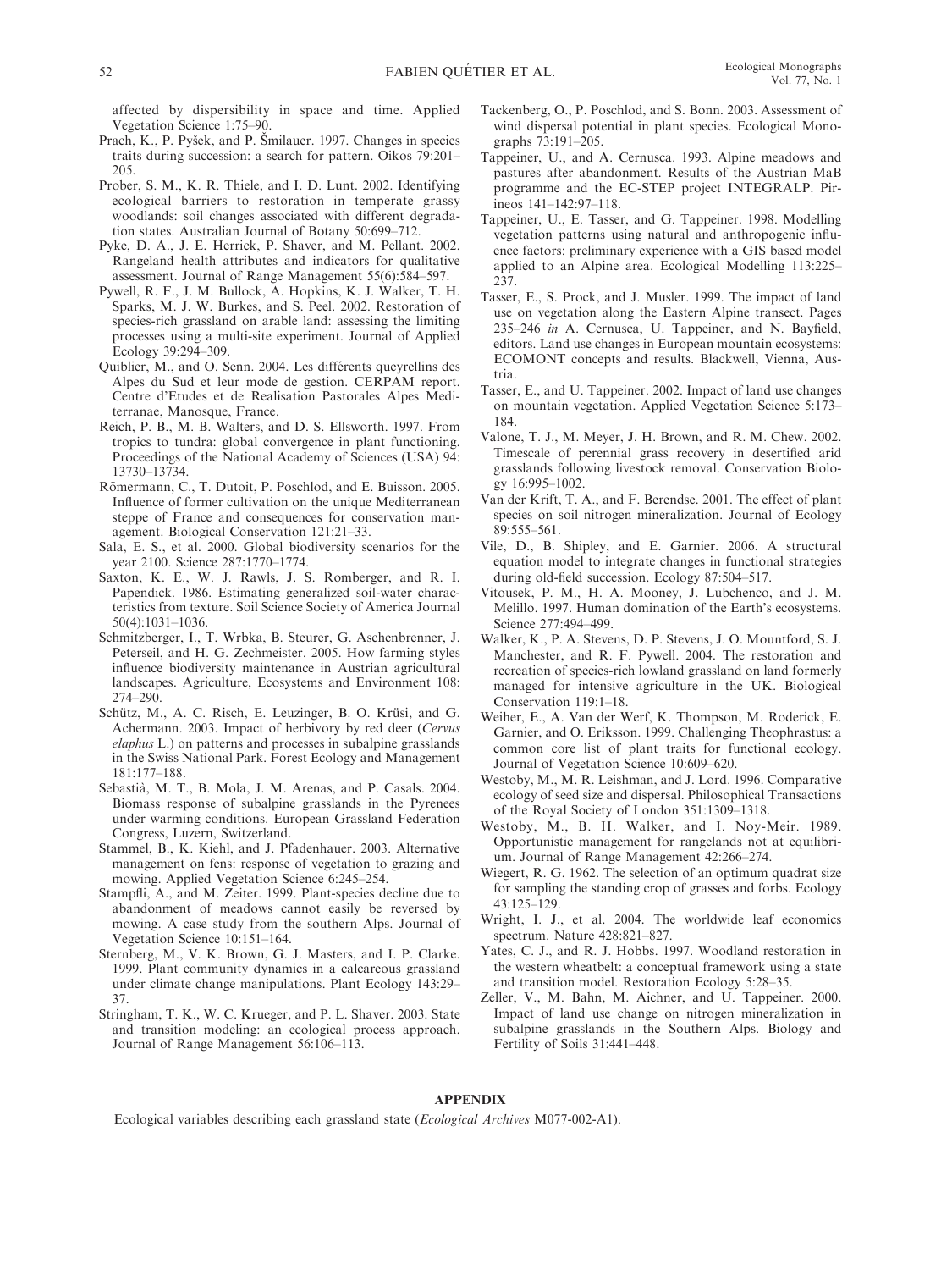affected by dispersibility in space and time. Applied Vegetation Science 1:75–90.

Prach, K., P. Pyšek, and P. Šmilauer. 1997. Changes in species traits during succession: a search for pattern. Oikos 79:201–205.

Prober, S. M., K. R. Thiele, and I. D. Lunt. 2002. Identifying ecological barriers to restoration in temperate grassy woodlands: soil changes associated with different degradation states. Australian Journal of Botany 50:699–712.

Pyke, D. A., J. E. Herrick, P. Shaver, and M. Pellant. 2002. Rangeland health attributes and indicators for qualitative assessment. Journal of Range Management 55(6):584–597.

Pywell, R. F., J. M. Bullock, A. Hopkins, K. J. Walker, T. H. Sparks, M. J. W. Burkes, and S. Peel. 2002. Restoration of species-rich grassland on arable land: assessing the limiting processes using a multi-site experiment. Journal of Applied Ecology 39:294–309.

Quiblier, M., and O. Senn. 2004. Les différents queyrellins des Alpes du Sud et leur mode de gestion. CERPAM report. Centre d'Etudes et de Realisation Pastorales Alpes Mediterranae, Manosque, France.

Reich, P. B., M. B. Walters, and D. S. Ellsworth. 1997. From tropics to tundra: global convergence in plant functioning. Proceedings of the National Academy of Sciences (USA) 94: 13730–13734.

Römermann, C., T. Dutoit, P. Poschlod, and E. Buisson. 2005. Influence of former cultivation on the unique Mediterranean steppe of France and consequences for conservation management. Biological Conservation 121:21–33.

Sala, E. S., et al. 2000. Global biodiversity scenarios for the year 2100. Science 287:1770–1774.

Saxton, K. E., W. J. Rawls, J. S. Romberger, and R. I. Papendick. 1986. Estimating generalized soil-water characteristics from texture. Soil Science Society of America Journal 50(4):1031–1036.

Schmitzberger, I., T. Wrbka, B. Steurer, G. Aschenbrenner, J. Peterseil, and H. G. Zechmeister. 2005. How farming styles influence biodiversity maintenance in Austrian agricultural landscapes. Agriculture, Ecosystems and Environment 108: 274–290.

Schütz, M., A. C. Risch, E. Leuzinger, B. O. Krüsi, and G. Achermann. 2003. Impact of herbivory by red deer (*Cervus elaphus* L.) on patterns and processes in subalpine grasslands in the Swiss National Park. Forest Ecology and Management 181:177–188.

Sebastià, M. T., B. Mola, J. M. Arenas, and P. Casals. 2004. Biomass response of subalpine grasslands in the Pyrenees under warming conditions. European Grassland Federation Congress, Luzern, Switzerland.

Stammel, B., K. Kiehl, and J. Pfadenhauer. 2003. Alternative management on fens: response of vegetation to grazing and mowing. Applied Vegetation Science 6:245–254.

Stampfli, A., and M. Zeiter. 1999. Plant-species decline due to abandonment of meadows cannot easily be reversed by mowing. A case study from the southern Alps. Journal of Vegetation Science 10:151–164.

Sternberg, M., V. K. Brown, G. J. Masters, and I. P. Clarke. 1999. Plant community dynamics in a calcareous grassland under climate change manipulations. Plant Ecology 143:29–37.

Stringham, T. K., W. C. Krueger, and P. L. Shaver. 2003. State and transition modeling: an ecological process approach. Journal of Range Management 56:106–113.

Tackenberg, O., P. Poschlod, and S. Bonn. 2003. Assessment of wind dispersal potential in plant species. Ecological Monographs 73:191–205.

Tappeiner, U., and A. Cernusca. 1993. Alpine meadows and pastures after abandonment. Results of the Austrian MaB programme and the EC-STEP project INTEGRALP. Pirineos 141–142:97–118.

Tappeiner, U., E. Tasser, and G. Tappeiner. 1998. Modelling vegetation patterns using natural and anthropogenic influence factors: preliminary experience with a GIS based model applied to an Alpine area. Ecological Modelling 113:225–237.

Tasser, E., S. Prock, and J. Musler. 1999. The impact of land use on vegetation along the Eastern Alpine transect. Pages 235–246 *in* A. Cernusca, U. Tappeiner, and N. Bayfield, editors. Land use changes in European mountain ecosystems: ECOMONT concepts and results. Blackwell, Vienna, Austria.

Tasser, E., and U. Tappeiner. 2002. Impact of land use changes on mountain vegetation. Applied Vegetation Science 5:173–184.

Valone, T. J., M. Meyer, J. H. Brown, and R. M. Chew. 2002. Timescale of perennial grass recovery in desertified arid grasslands following livestock removal. Conservation Biology 16:995–1002.

Van der Krift, T. A., and F. Berendse. 2001. The effect of plant species on soil nitrogen mineralization. Journal of Ecology 89:555–561.

Vile, D., B. Shipley, and E. Garnier. 2006. A structural equation model to integrate changes in functional strategies during old-field succession. Ecology 87:504–517.

Vitousek, P. M., H. A. Mooney, J. Lubchenco, and J. M. Melillo. 1997. Human domination of the Earth's ecosystems. Science 277:494–499.

Walker, K., P. A. Stevens, D. P. Stevens, J. O. Mountford, S. J. Manchester, and R. F. Pywell. 2004. The restoration and recreation of species-rich lowland grassland on land formerly managed for intensive agriculture in the UK. Biological Conservation 119:1–18.

Weiher, E., A. Van der Werf, K. Thompson, M. Roderick, E. Garnier, and O. Eriksson. 1999. Challenging Theophrastus: a common core list of plant traits for functional ecology. Journal of Vegetation Science 10:609–620.

Westoby, M., M. R. Leishman, and J. Lord. 1996. Comparative ecology of seed size and dispersal. Philosophical Transactions of the Royal Society of London 351:1309–1318.

Westoby, M., B. H. Walker, and I. Noy-Meir. 1989. Opportunistic management for rangelands not at equilibrium. Journal of Range Management 42:266–274.

Wiegert, R. G. 1962. The selection of an optimum quadrat size for sampling the standing crop of grasses and forbs. Ecology 43:125–129.

Wright, I. J., et al. 2004. The worldwide leaf economics spectrum. Nature 428:821–827.

Yates, C. J., and R. J. Hobbs. 1997. Woodland restoration in the western wheatbelt: a conceptual framework using a state and transition model. Restoration Ecology 5:28–35.

Zeller, V., M. Bahn, M. Aichner, and U. Tappeiner. 2000. Impact of land use change on nitrogen mineralization in subalpine grasslands in the Southern Alps. Biology and Fertility of Soils 31:441–448.

## APPENDIX

Ecological variables describing each grassland state (*Ecological Archives* M077-002-A1).